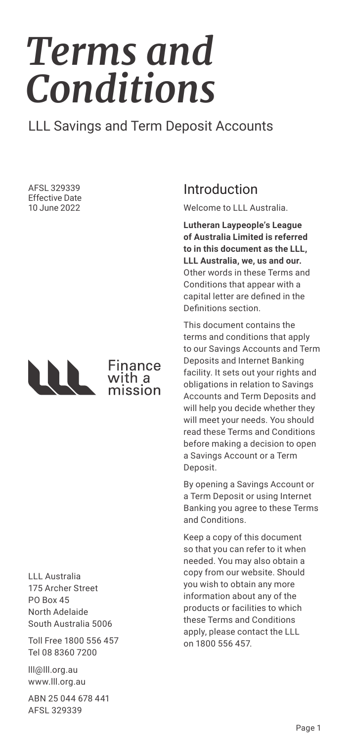# *Terms and Conditions*

LLL Savings and Term Deposit Accounts

AFSL 329339
Effective Date
10 June 2022

Finance with a mission

LLL Australia
175 Archer Street
PO Box 45
North Adelaide
South Australia 5006

Toll Free 1800 556 457
Tel 08 8360 7200

lll@lll.org.au
www.lll.org.au

ABN 25 044 678 441
AFSL 329339

## Introduction

Welcome to LLL Australia.

**Lutheran Laypeople's League of Australia Limited is referred to in this document as the LLL, LLL Australia, we, us and our.** Other words in these Terms and Conditions that appear with a capital letter are defined in the Definitions section.

This document contains the terms and conditions that apply to our Savings Accounts and Term Deposits and Internet Banking facility. It sets out your rights and obligations in relation to Savings Accounts and Term Deposits and will help you decide whether they will meet your needs. You should read these Terms and Conditions before making a decision to open a Savings Account or a Term Deposit.

By opening a Savings Account or a Term Deposit or using Internet Banking you agree to these Terms and Conditions.

Keep a copy of this document so that you can refer to it when needed. You may also obtain a copy from our website. Should you wish to obtain any more information about any of the products or facilities to which these Terms and Conditions apply, please contact the LLL on 1800 556 457.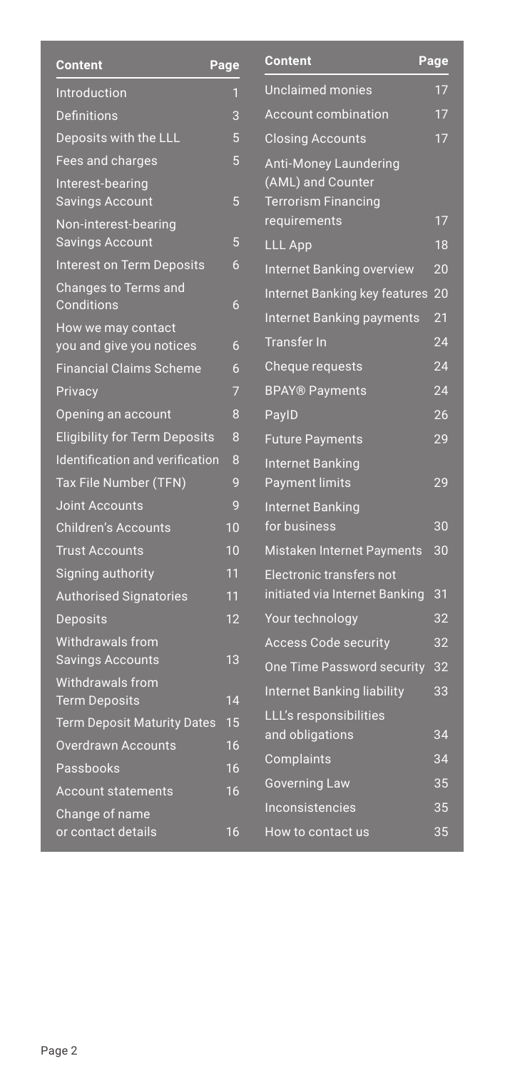| Content | Page |
|---|---|
| Introduction | 1 |
| Definitions | 3 |
| Deposits with the LLL | 5 |
| Fees and charges | 5 |
| Interest-bearing Savings Account | 5 |
| Non-interest-bearing Savings Account | 5 |
| Interest on Term Deposits | 6 |
| Changes to Terms and Conditions | 6 |
| How we may contact you and give you notices | 6 |
| Financial Claims Scheme | 6 |
| Privacy | 7 |
| Opening an account | 8 |
| Eligibility for Term Deposits | 8 |
| Identification and verification | 8 |
| Tax File Number (TFN) | 9 |
| Joint Accounts | 9 |
| Children's Accounts | 10 |
| Trust Accounts | 10 |
| Signing authority | 11 |
| Authorised Signatories | 11 |
| Deposits | 12 |
| Withdrawals from Savings Accounts | 13 |
| Withdrawals from Term Deposits | 14 |
| Term Deposit Maturity Dates | 15 |
| Overdrawn Accounts | 16 |
| Passbooks | 16 |
| Account statements | 16 |
| Change of name or contact details | 16 |
| Unclaimed monies | 17 |
| Account combination | 17 |
| Closing Accounts | 17 |
| Anti-Money Laundering (AML) and Counter Terrorism Financing requirements | 17 |
| LLL App | 18 |
| Internet Banking overview | 20 |
| Internet Banking key features | 20 |
| Internet Banking payments | 21 |
| Transfer In | 24 |
| Cheque requests | 24 |
| BPAY® Payments | 24 |
| PayID | 26 |
| Future Payments | 29 |
| Internet Banking Payment limits | 29 |
| Internet Banking for business | 30 |
| Mistaken Internet Payments | 30 |
| Electronic transfers not initiated via Internet Banking | 31 |
| Your technology | 32 |
| Access Code security | 32 |
| One Time Password security | 32 |
| Internet Banking liability | 33 |
| LLL's responsibilities and obligations | 34 |
| Complaints | 34 |
| Governing Law | 35 |
| Inconsistencies | 35 |
| How to contact us | 35 |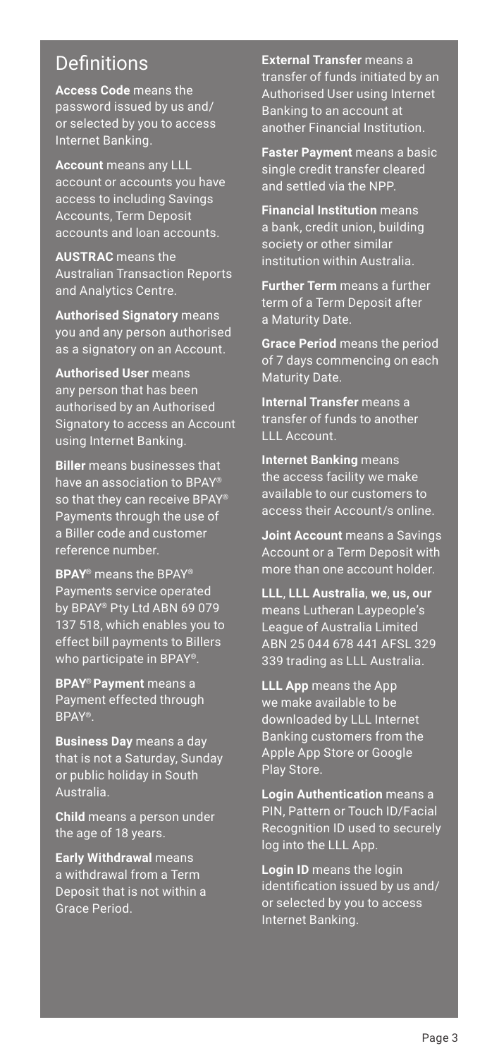## Definitions

**Access Code** means the password issued by us and/or selected by you to access Internet Banking.

**Account** means any LLL account or accounts you have access to including Savings Accounts, Term Deposit accounts and loan accounts.

**AUSTRAC** means the Australian Transaction Reports and Analytics Centre.

**Authorised Signatory** means you and any person authorised as a signatory on an Account.

**Authorised User** means any person that has been authorised by an Authorised Signatory to access an Account using Internet Banking.

**Biller** means businesses that have an association to BPAY® so that they can receive BPAY® Payments through the use of a Biller code and customer reference number.

**BPAY®** means the BPAY® Payments service operated by BPAY® Pty Ltd ABN 69 079 137 518, which enables you to effect bill payments to Billers who participate in BPAY®.

**BPAY® Payment** means a Payment effected through BPAY®.

**Business Day** means a day that is not a Saturday, Sunday or public holiday in South Australia.

**Child** means a person under the age of 18 years.

**Early Withdrawal** means a withdrawal from a Term Deposit that is not within a Grace Period.

**External Transfer** means a transfer of funds initiated by an Authorised User using Internet Banking to an account at another Financial Institution.

**Faster Payment** means a basic single credit transfer cleared and settled via the NPP.

**Financial Institution** means a bank, credit union, building society or other similar institution within Australia.

**Further Term** means a further term of a Term Deposit after a Maturity Date.

**Grace Period** means the period of 7 days commencing on each Maturity Date.

**Internal Transfer** means a transfer of funds to another LLL Account.

**Internet Banking** means the access facility we make available to our customers to access their Account/s online.

**Joint Account** means a Savings Account or a Term Deposit with more than one account holder.

**LLL**, **LLL Australia**, **we**, **us, our** means Lutheran Laypeople's League of Australia Limited ABN 25 044 678 441 AFSL 329 339 trading as LLL Australia.

**LLL App** means the App we make available to be downloaded by LLL Internet Banking customers from the Apple App Store or Google Play Store.

**Login Authentication** means a PIN, Pattern or Touch ID/Facial Recognition ID used to securely log into the LLL App.

**Login ID** means the login identification issued by us and/or selected by you to access Internet Banking.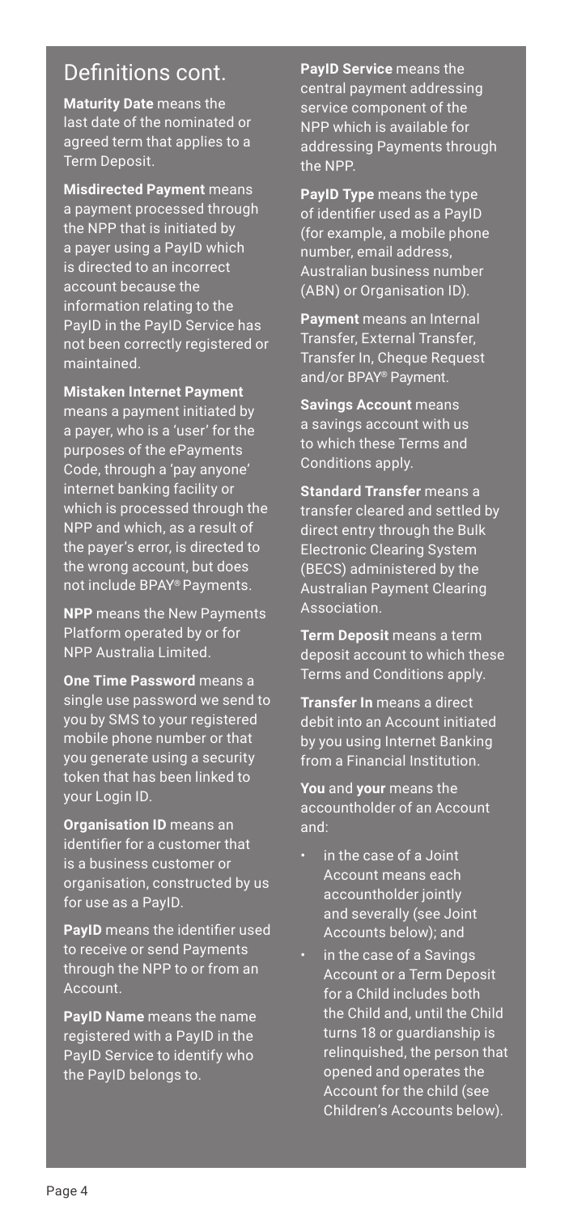## Definitions cont.

**Maturity Date** means the last date of the nominated or agreed term that applies to a Term Deposit.

**Misdirected Payment** means a payment processed through the NPP that is initiated by a payer using a PayID which is directed to an incorrect account because the information relating to the PayID in the PayID Service has not been correctly registered or maintained.

**Mistaken Internet Payment** means a payment initiated by a payer, who is a 'user' for the purposes of the ePayments Code, through a 'pay anyone' internet banking facility or which is processed through the NPP and which, as a result of the payer's error, is directed to the wrong account, but does not include BPAY® Payments.

**NPP** means the New Payments Platform operated by or for NPP Australia Limited.

**One Time Password** means a single use password we send to you by SMS to your registered mobile phone number or that you generate using a security token that has been linked to your Login ID.

**Organisation ID** means an identifier for a customer that is a business customer or organisation, constructed by us for use as a PayID.

**PayID** means the identifier used to receive or send Payments through the NPP to or from an Account.

**PayID Name** means the name registered with a PayID in the PayID Service to identify who the PayID belongs to.

**PayID Service** means the central payment addressing service component of the NPP which is available for addressing Payments through the NPP.

**PayID Type** means the type of identifier used as a PayID (for example, a mobile phone number, email address, Australian business number (ABN) or Organisation ID).

**Payment** means an Internal Transfer, External Transfer, Transfer In, Cheque Request and/or BPAY® Payment.

**Savings Account** means a savings account with us to which these Terms and Conditions apply.

**Standard Transfer** means a transfer cleared and settled by direct entry through the Bulk Electronic Clearing System (BECS) administered by the Australian Payment Clearing Association.

**Term Deposit** means a term deposit account to which these Terms and Conditions apply.

**Transfer In** means a direct debit into an Account initiated by you using Internet Banking from a Financial Institution.

**You** and **your** means the accountholder of an Account and:

- in the case of a Joint Account means each accountholder jointly and severally (see Joint Accounts below); and
- in the case of a Savings Account or a Term Deposit for a Child includes both the Child and, until the Child turns 18 or guardianship is relinquished, the person that opened and operates the Account for the child (see Children's Accounts below).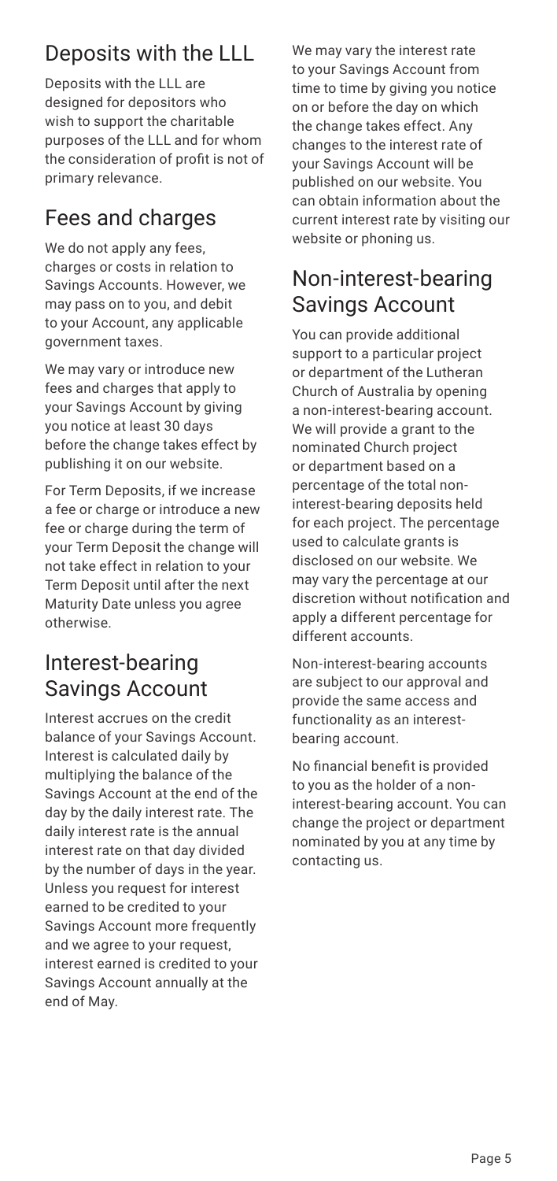## Deposits with the LLL

Deposits with the LLL are designed for depositors who wish to support the charitable purposes of the LLL and for whom the consideration of profit is not of primary relevance.

## Fees and charges

We do not apply any fees, charges or costs in relation to Savings Accounts. However, we may pass on to you, and debit to your Account, any applicable government taxes.

We may vary or introduce new fees and charges that apply to your Savings Account by giving you notice at least 30 days before the change takes effect by publishing it on our website.

For Term Deposits, if we increase a fee or charge or introduce a new fee or charge during the term of your Term Deposit the change will not take effect in relation to your Term Deposit until after the next Maturity Date unless you agree otherwise.

## Interest-bearing Savings Account

Interest accrues on the credit balance of your Savings Account. Interest is calculated daily by multiplying the balance of the Savings Account at the end of the day by the daily interest rate. The daily interest rate is the annual interest rate on that day divided by the number of days in the year. Unless you request for interest earned to be credited to your Savings Account more frequently and we agree to your request, interest earned is credited to your Savings Account annually at the end of May.

We may vary the interest rate to your Savings Account from time to time by giving you notice on or before the day on which the change takes effect. Any changes to the interest rate of your Savings Account will be published on our website. You can obtain information about the current interest rate by visiting our website or phoning us.

## Non-interest-bearing Savings Account

You can provide additional support to a particular project or department of the Lutheran Church of Australia by opening a non-interest-bearing account. We will provide a grant to the nominated Church project or department based on a percentage of the total non-interest-bearing deposits held for each project. The percentage used to calculate grants is disclosed on our website. We may vary the percentage at our discretion without notification and apply a different percentage for different accounts.

Non-interest-bearing accounts are subject to our approval and provide the same access and functionality as an interest-bearing account.

No financial benefit is provided to you as the holder of a non-interest-bearing account. You can change the project or department nominated by you at any time by contacting us.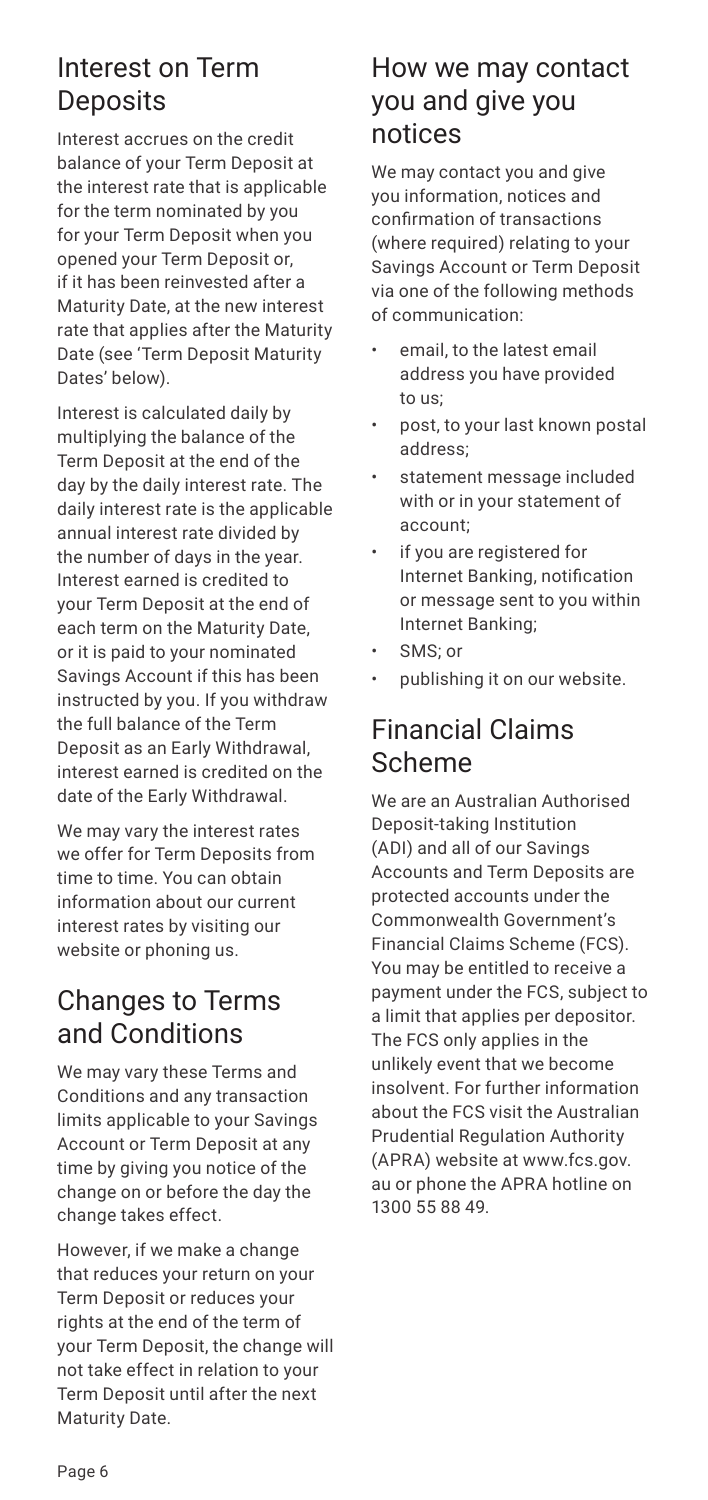## Interest on Term Deposits

Interest accrues on the credit balance of your Term Deposit at the interest rate that is applicable for the term nominated by you for your Term Deposit when you opened your Term Deposit or, if it has been reinvested after a Maturity Date, at the new interest rate that applies after the Maturity Date (see 'Term Deposit Maturity Dates' below).

Interest is calculated daily by multiplying the balance of the Term Deposit at the end of the day by the daily interest rate. The daily interest rate is the applicable annual interest rate divided by the number of days in the year. Interest earned is credited to your Term Deposit at the end of each term on the Maturity Date, or it is paid to your nominated Savings Account if this has been instructed by you. If you withdraw the full balance of the Term Deposit as an Early Withdrawal, interest earned is credited on the date of the Early Withdrawal.

We may vary the interest rates we offer for Term Deposits from time to time. You can obtain information about our current interest rates by visiting our website or phoning us.

## Changes to Terms and Conditions

We may vary these Terms and Conditions and any transaction limits applicable to your Savings Account or Term Deposit at any time by giving you notice of the change on or before the day the change takes effect.

However, if we make a change that reduces your return on your Term Deposit or reduces your rights at the end of the term of your Term Deposit, the change will not take effect in relation to your Term Deposit until after the next Maturity Date.

## How we may contact you and give you notices

We may contact you and give you information, notices and confirmation of transactions (where required) relating to your Savings Account or Term Deposit via one of the following methods of communication:

- email, to the latest email address you have provided to us;
- post, to your last known postal address;
- statement message included with or in your statement of account;
- if you are registered for Internet Banking, notification or message sent to you within Internet Banking;
- SMS; or
- publishing it on our website.

## Financial Claims Scheme

We are an Australian Authorised Deposit-taking Institution (ADI) and all of our Savings Accounts and Term Deposits are protected accounts under the Commonwealth Government's Financial Claims Scheme (FCS). You may be entitled to receive a payment under the FCS, subject to a limit that applies per depositor. The FCS only applies in the unlikely event that we become insolvent. For further information about the FCS visit the Australian Prudential Regulation Authority (APRA) website at www.fcs.gov.au or phone the APRA hotline on 1300 55 88 49.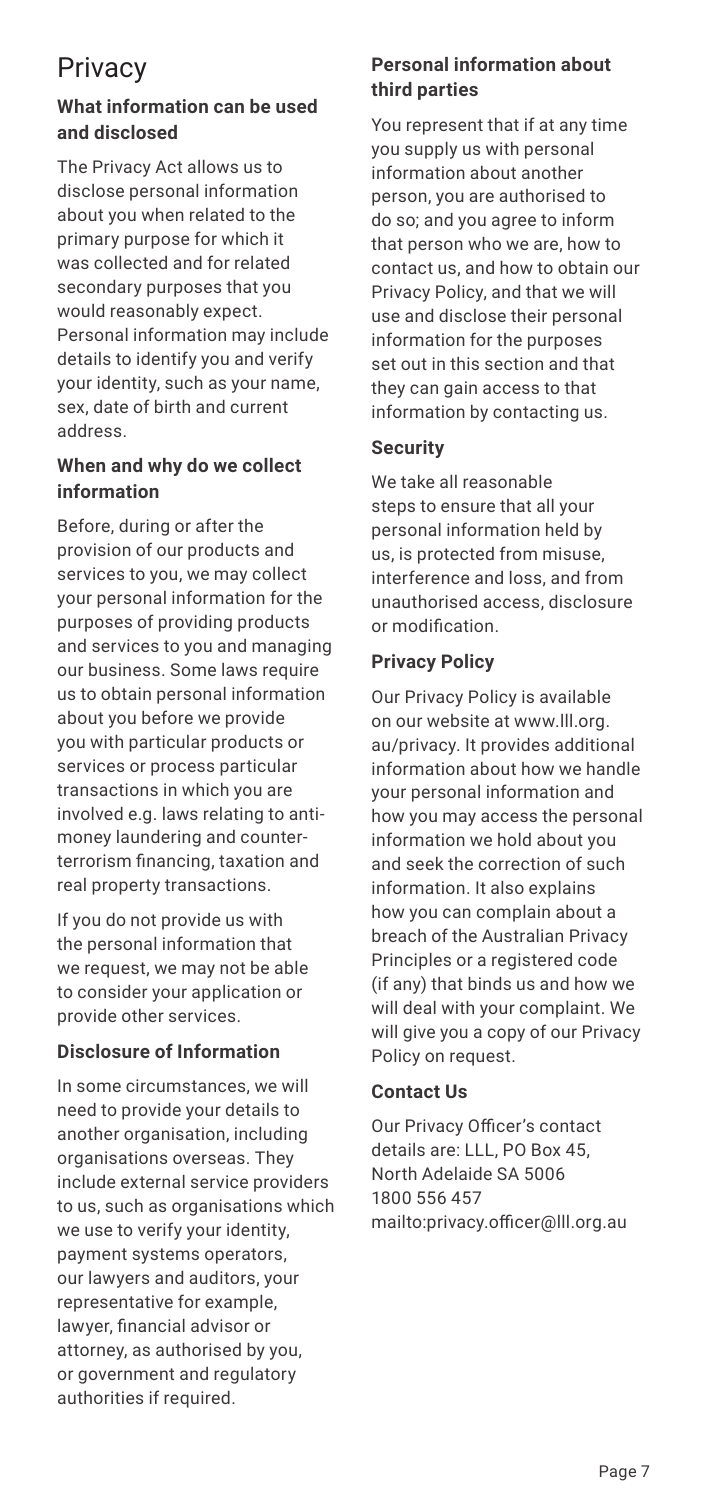# Privacy

### What information can be used and disclosed

The Privacy Act allows us to disclose personal information about you when related to the primary purpose for which it was collected and for related secondary purposes that you would reasonably expect. Personal information may include details to identify you and verify your identity, such as your name, sex, date of birth and current address.

### When and why do we collect information

Before, during or after the provision of our products and services to you, we may collect your personal information for the purposes of providing products and services to you and managing our business. Some laws require us to obtain personal information about you before we provide you with particular products or services or process particular transactions in which you are involved e.g. laws relating to anti-money laundering and counter-terrorism financing, taxation and real property transactions.

If you do not provide us with the personal information that we request, we may not be able to consider your application or provide other services.

### Disclosure of Information

In some circumstances, we will need to provide your details to another organisation, including organisations overseas. They include external service providers to us, such as organisations which we use to verify your identity, payment systems operators, our lawyers and auditors, your representative for example, lawyer, financial advisor or attorney, as authorised by you, or government and regulatory authorities if required.

### Personal information about third parties

You represent that if at any time you supply us with personal information about another person, you are authorised to do so; and you agree to inform that person who we are, how to contact us, and how to obtain our Privacy Policy, and that we will use and disclose their personal information for the purposes set out in this section and that they can gain access to that information by contacting us.

### Security

We take all reasonable steps to ensure that all your personal information held by us, is protected from misuse, interference and loss, and from unauthorised access, disclosure or modification.

### Privacy Policy

Our Privacy Policy is available on our website at www.lll.org.au/privacy. It provides additional information about how we handle your personal information and how you may access the personal information we hold about you and seek the correction of such information. It also explains how you can complain about a breach of the Australian Privacy Principles or a registered code (if any) that binds us and how we will deal with your complaint. We will give you a copy of our Privacy Policy on request.

### Contact Us

Our Privacy Officer's contact details are: LLL, PO Box 45, North Adelaide SA 5006
1800 556 457
mailto:privacy.officer@lll.org.au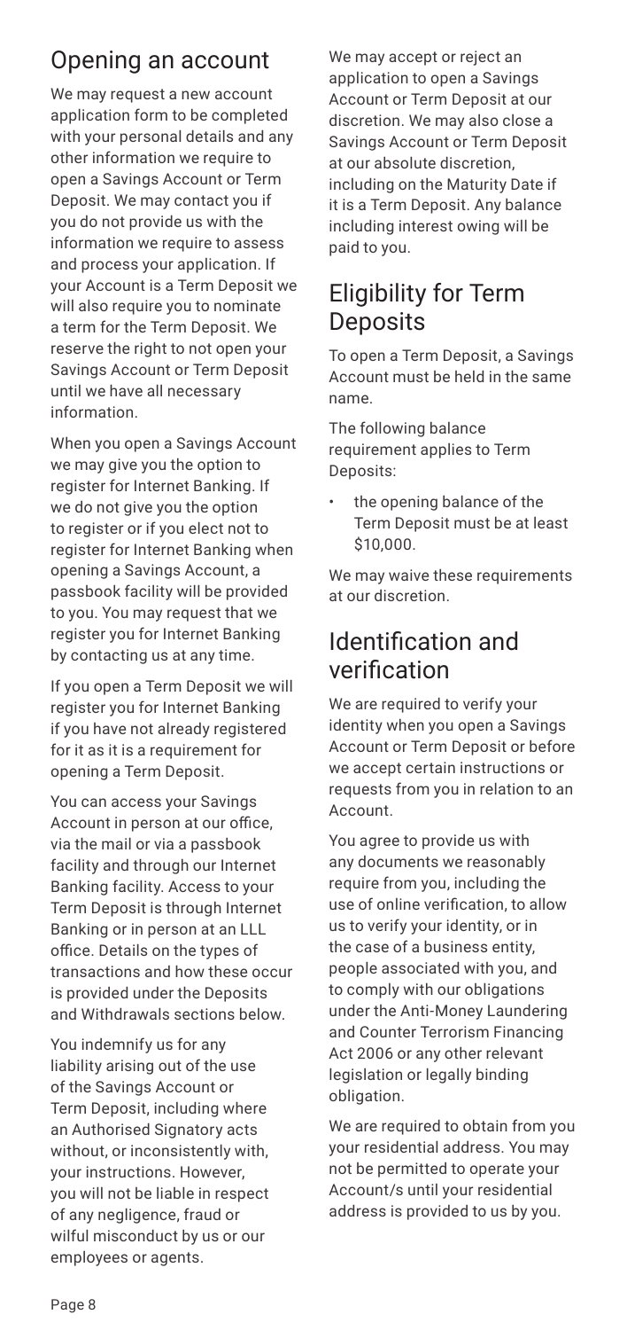## Opening an account

We may request a new account application form to be completed with your personal details and any other information we require to open a Savings Account or Term Deposit. We may contact you if you do not provide us with the information we require to assess and process your application. If your Account is a Term Deposit we will also require you to nominate a term for the Term Deposit. We reserve the right to not open your Savings Account or Term Deposit until we have all necessary information.

When you open a Savings Account we may give you the option to register for Internet Banking. If we do not give you the option to register or if you elect not to register for Internet Banking when opening a Savings Account, a passbook facility will be provided to you. You may request that we register you for Internet Banking by contacting us at any time.

If you open a Term Deposit we will register you for Internet Banking if you have not already registered for it as it is a requirement for opening a Term Deposit.

You can access your Savings Account in person at our office, via the mail or via a passbook facility and through our Internet Banking facility. Access to your Term Deposit is through Internet Banking or in person at an LLL office. Details on the types of transactions and how these occur is provided under the Deposits and Withdrawals sections below.

You indemnify us for any liability arising out of the use of the Savings Account or Term Deposit, including where an Authorised Signatory acts without, or inconsistently with, your instructions. However, you will not be liable in respect of any negligence, fraud or wilful misconduct by us or our employees or agents.

We may accept or reject an application to open a Savings Account or Term Deposit at our discretion. We may also close a Savings Account or Term Deposit at our absolute discretion, including on the Maturity Date if it is a Term Deposit. Any balance including interest owing will be paid to you.

## Eligibility for Term Deposits

To open a Term Deposit, a Savings Account must be held in the same name.

The following balance requirement applies to Term Deposits:

- the opening balance of the Term Deposit must be at least \$10,000.

We may waive these requirements at our discretion.

## Identification and verification

We are required to verify your identity when you open a Savings Account or Term Deposit or before we accept certain instructions or requests from you in relation to an Account.

You agree to provide us with any documents we reasonably require from you, including the use of online verification, to allow us to verify your identity, or in the case of a business entity, people associated with you, and to comply with our obligations under the Anti-Money Laundering and Counter Terrorism Financing Act 2006 or any other relevant legislation or legally binding obligation.

We are required to obtain from you your residential address. You may not be permitted to operate your Account/s until your residential address is provided to us by you.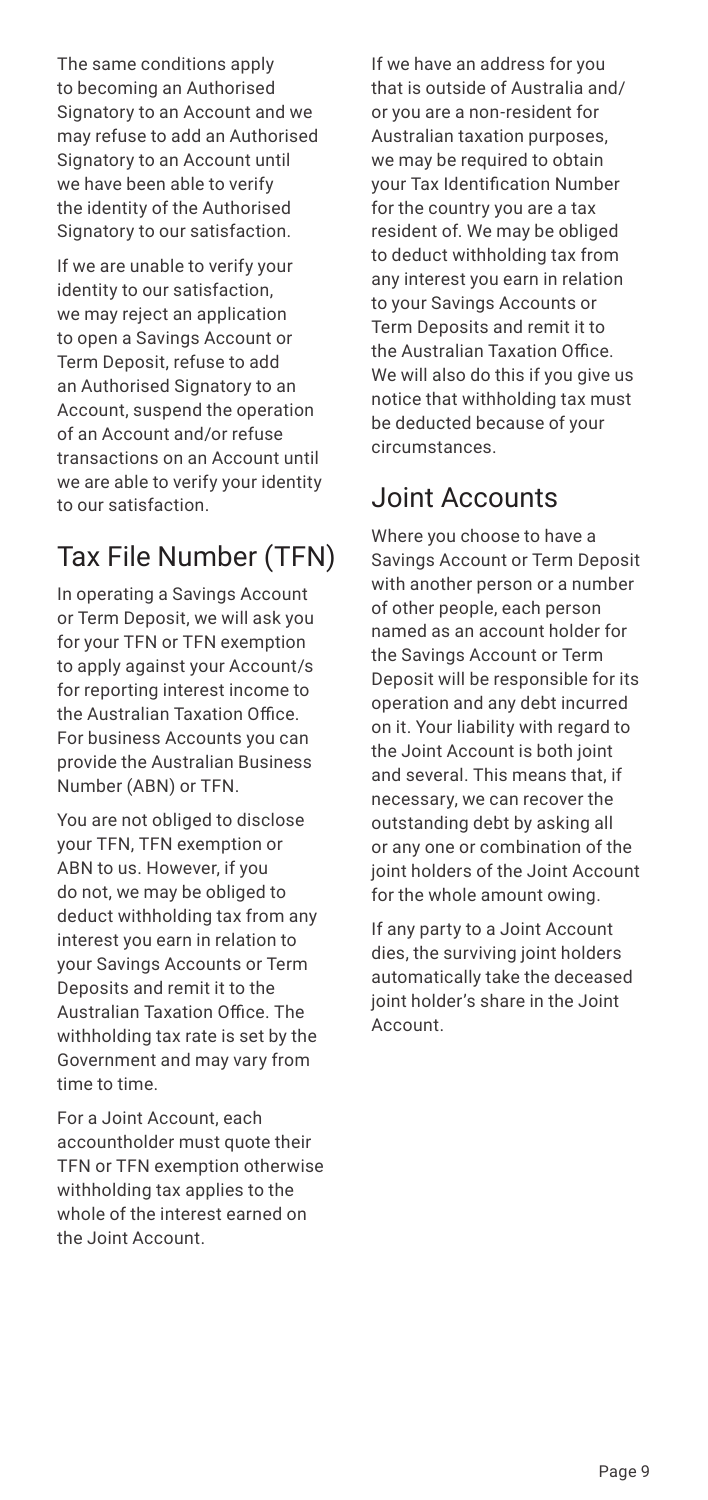The same conditions apply to becoming an Authorised Signatory to an Account and we may refuse to add an Authorised Signatory to an Account until we have been able to verify the identity of the Authorised Signatory to our satisfaction.

If we are unable to verify your identity to our satisfaction, we may reject an application to open a Savings Account or Term Deposit, refuse to add an Authorised Signatory to an Account, suspend the operation of an Account and/or refuse transactions on an Account until we are able to verify your identity to our satisfaction.

## Tax File Number (TFN)

In operating a Savings Account or Term Deposit, we will ask you for your TFN or TFN exemption to apply against your Account/s for reporting interest income to the Australian Taxation Office. For business Accounts you can provide the Australian Business Number (ABN) or TFN.

You are not obliged to disclose your TFN, TFN exemption or ABN to us. However, if you do not, we may be obliged to deduct withholding tax from any interest you earn in relation to your Savings Accounts or Term Deposits and remit it to the Australian Taxation Office. The withholding tax rate is set by the Government and may vary from time to time.

For a Joint Account, each accountholder must quote their TFN or TFN exemption otherwise withholding tax applies to the whole of the interest earned on the Joint Account.

If we have an address for you that is outside of Australia and/or you are a non-resident for Australian taxation purposes, we may be required to obtain your Tax Identification Number for the country you are a tax resident of. We may be obliged to deduct withholding tax from any interest you earn in relation to your Savings Accounts or Term Deposits and remit it to the Australian Taxation Office. We will also do this if you give us notice that withholding tax must be deducted because of your circumstances.

## Joint Accounts

Where you choose to have a Savings Account or Term Deposit with another person or a number of other people, each person named as an account holder for the Savings Account or Term Deposit will be responsible for its operation and any debt incurred on it. Your liability with regard to the Joint Account is both joint and several. This means that, if necessary, we can recover the outstanding debt by asking all or any one or combination of the joint holders of the Joint Account for the whole amount owing.

If any party to a Joint Account dies, the surviving joint holders automatically take the deceased joint holder's share in the Joint Account.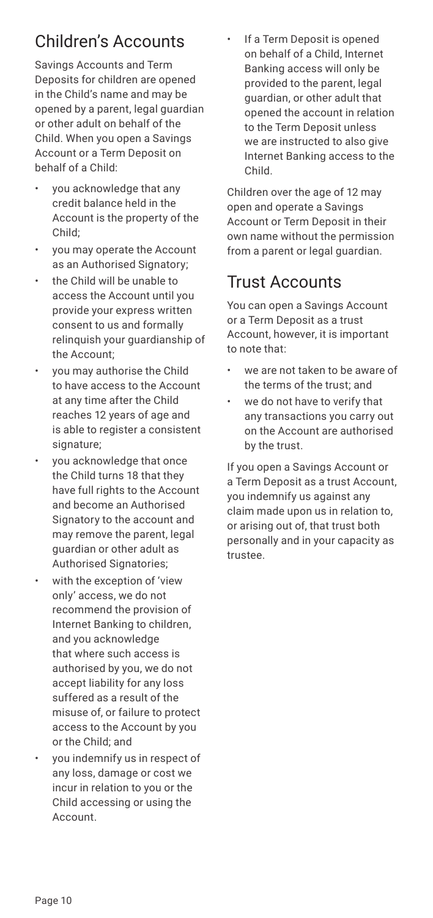## Children's Accounts

Savings Accounts and Term Deposits for children are opened in the Child's name and may be opened by a parent, legal guardian or other adult on behalf of the Child. When you open a Savings Account or a Term Deposit on behalf of a Child:

- you acknowledge that any credit balance held in the Account is the property of the Child;
- you may operate the Account as an Authorised Signatory;
- the Child will be unable to access the Account until you provide your express written consent to us and formally relinquish your guardianship of the Account;
- you may authorise the Child to have access to the Account at any time after the Child reaches 12 years of age and is able to register a consistent signature;
- you acknowledge that once the Child turns 18 that they have full rights to the Account and become an Authorised Signatory to the account and may remove the parent, legal guardian or other adult as Authorised Signatories;
- with the exception of 'view only' access, we do not recommend the provision of Internet Banking to children, and you acknowledge that where such access is authorised by you, we do not accept liability for any loss suffered as a result of the misuse of, or failure to protect access to the Account by you or the Child; and
- you indemnify us in respect of any loss, damage or cost we incur in relation to you or the Child accessing or using the Account.
- If a Term Deposit is opened on behalf of a Child, Internet Banking access will only be provided to the parent, legal guardian, or other adult that opened the account in relation to the Term Deposit unless we are instructed to also give Internet Banking access to the Child.

Children over the age of 12 may open and operate a Savings Account or Term Deposit in their own name without the permission from a parent or legal guardian.

## Trust Accounts

You can open a Savings Account or a Term Deposit as a trust Account, however, it is important to note that:

- we are not taken to be aware of the terms of the trust; and
- we do not have to verify that any transactions you carry out on the Account are authorised by the trust.

If you open a Savings Account or a Term Deposit as a trust Account, you indemnify us against any claim made upon us in relation to, or arising out of, that trust both personally and in your capacity as trustee.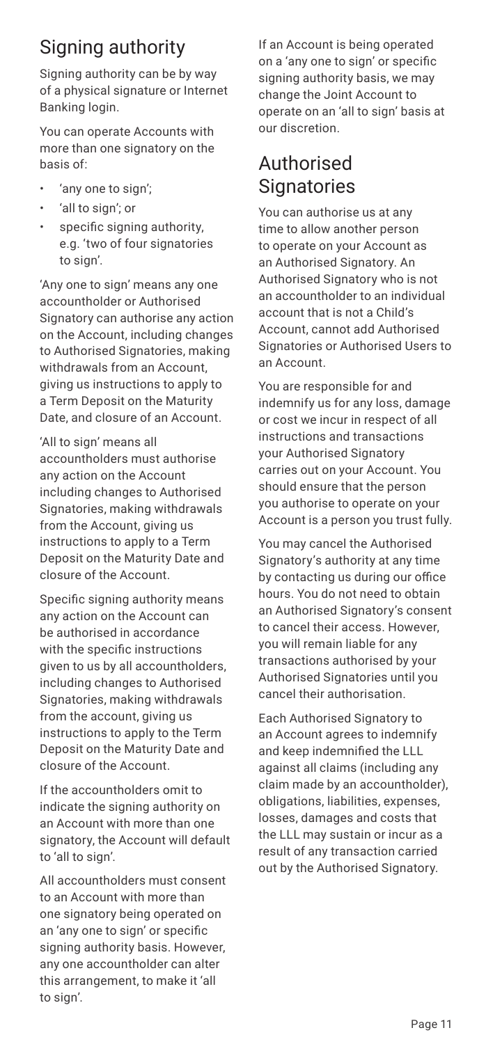## Signing authority

Signing authority can be by way of a physical signature or Internet Banking login.

You can operate Accounts with more than one signatory on the basis of:

- 'any one to sign';
- 'all to sign'; or
- specific signing authority, e.g. 'two of four signatories to sign'.

'Any one to sign' means any one accountholder or Authorised Signatory can authorise any action on the Account, including changes to Authorised Signatories, making withdrawals from an Account, giving us instructions to apply to a Term Deposit on the Maturity Date, and closure of an Account.

'All to sign' means all accountholders must authorise any action on the Account including changes to Authorised Signatories, making withdrawals from the Account, giving us instructions to apply to a Term Deposit on the Maturity Date and closure of the Account.

Specific signing authority means any action on the Account can be authorised in accordance with the specific instructions given to us by all accountholders, including changes to Authorised Signatories, making withdrawals from the account, giving us instructions to apply to the Term Deposit on the Maturity Date and closure of the Account.

If the accountholders omit to indicate the signing authority on an Account with more than one signatory, the Account will default to 'all to sign'.

All accountholders must consent to an Account with more than one signatory being operated on an 'any one to sign' or specific signing authority basis. However, any one accountholder can alter this arrangement, to make it 'all to sign'.

If an Account is being operated on a 'any one to sign' or specific signing authority basis, we may change the Joint Account to operate on an 'all to sign' basis at our discretion.

## Authorised Signatories

You can authorise us at any time to allow another person to operate on your Account as an Authorised Signatory. An Authorised Signatory who is not an accountholder to an individual account that is not a Child's Account, cannot add Authorised Signatories or Authorised Users to an Account.

You are responsible for and indemnify us for any loss, damage or cost we incur in respect of all instructions and transactions your Authorised Signatory carries out on your Account. You should ensure that the person you authorise to operate on your Account is a person you trust fully.

You may cancel the Authorised Signatory's authority at any time by contacting us during our office hours. You do not need to obtain an Authorised Signatory's consent to cancel their access. However, you will remain liable for any transactions authorised by your Authorised Signatories until you cancel their authorisation.

Each Authorised Signatory to an Account agrees to indemnify and keep indemnified the LLL against all claims (including any claim made by an accountholder), obligations, liabilities, expenses, losses, damages and costs that the LLL may sustain or incur as a result of any transaction carried out by the Authorised Signatory.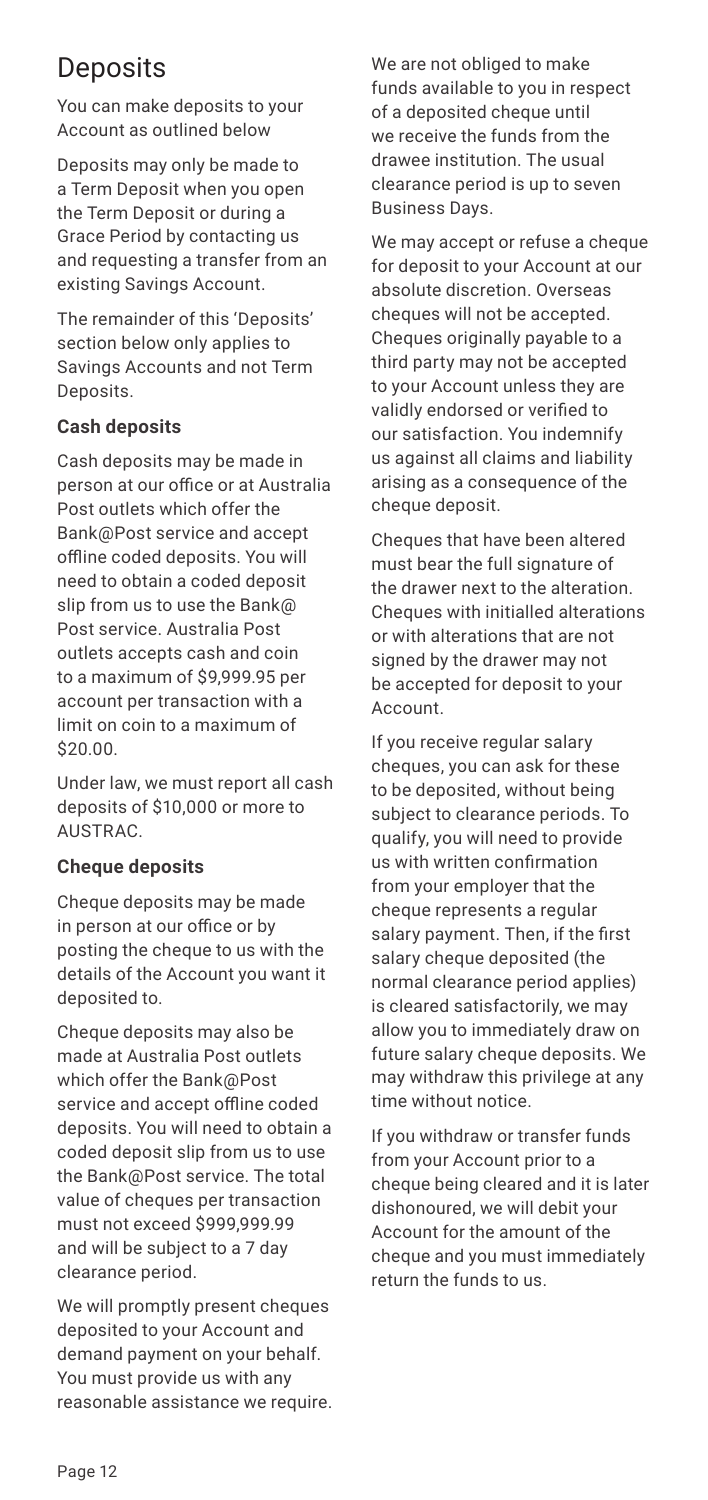## Deposits

You can make deposits to your Account as outlined below

Deposits may only be made to a Term Deposit when you open the Term Deposit or during a Grace Period by contacting us and requesting a transfer from an existing Savings Account.

The remainder of this 'Deposits' section below only applies to Savings Accounts and not Term Deposits.

**Cash deposits**

Cash deposits may be made in person at our office or at Australia Post outlets which offer the Bank@Post service and accept offline coded deposits. You will need to obtain a coded deposit slip from us to use the Bank@ Post service. Australia Post outlets accepts cash and coin to a maximum of $9,999.95 per account per transaction with a limit on coin to a maximum of $20.00.

Under law, we must report all cash deposits of $10,000 or more to AUSTRAC.

**Cheque deposits**

Cheque deposits may be made in person at our office or by posting the cheque to us with the details of the Account you want it deposited to.

Cheque deposits may also be made at Australia Post outlets which offer the Bank@Post service and accept offline coded deposits. You will need to obtain a coded deposit slip from us to use the Bank@Post service. The total value of cheques per transaction must not exceed $999,999.99 and will be subject to a 7 day clearance period.

We will promptly present cheques deposited to your Account and demand payment on your behalf. You must provide us with any reasonable assistance we require.

We are not obliged to make funds available to you in respect of a deposited cheque until we receive the funds from the drawee institution. The usual clearance period is up to seven Business Days.

We may accept or refuse a cheque for deposit to your Account at our absolute discretion. Overseas cheques will not be accepted. Cheques originally payable to a third party may not be accepted to your Account unless they are validly endorsed or verified to our satisfaction. You indemnify us against all claims and liability arising as a consequence of the cheque deposit.

Cheques that have been altered must bear the full signature of the drawer next to the alteration. Cheques with initialled alterations or with alterations that are not signed by the drawer may not be accepted for deposit to your Account.

If you receive regular salary cheques, you can ask for these to be deposited, without being subject to clearance periods. To qualify, you will need to provide us with written confirmation from your employer that the cheque represents a regular salary payment. Then, if the first salary cheque deposited (the normal clearance period applies) is cleared satisfactorily, we may allow you to immediately draw on future salary cheque deposits. We may withdraw this privilege at any time without notice.

If you withdraw or transfer funds from your Account prior to a cheque being cleared and it is later dishonoured, we will debit your Account for the amount of the cheque and you must immediately return the funds to us.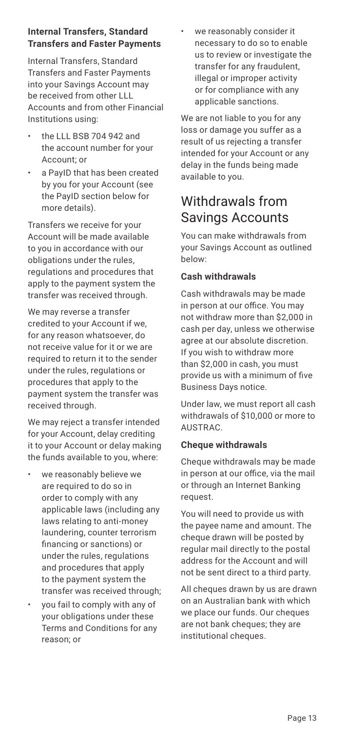**Internal Transfers, Standard Transfers and Faster Payments**

Internal Transfers, Standard Transfers and Faster Payments into your Savings Account may be received from other LLL Accounts and from other Financial Institutions using:

- the LLL BSB 704 942 and the account number for your Account; or
- a PayID that has been created by you for your Account (see the PayID section below for more details).

Transfers we receive for your Account will be made available to you in accordance with our obligations under the rules, regulations and procedures that apply to the payment system the transfer was received through.

We may reverse a transfer credited to your Account if we, for any reason whatsoever, do not receive value for it or we are required to return it to the sender under the rules, regulations or procedures that apply to the payment system the transfer was received through.

We may reject a transfer intended for your Account, delay crediting it to your Account or delay making the funds available to you, where:

- we reasonably believe we are required to do so in order to comply with any applicable laws (including any laws relating to anti-money laundering, counter terrorism financing or sanctions) or under the rules, regulations and procedures that apply to the payment system the transfer was received through;
- you fail to comply with any of your obligations under these Terms and Conditions for any reason; or
- we reasonably consider it necessary to do so to enable us to review or investigate the transfer for any fraudulent, illegal or improper activity or for compliance with any applicable sanctions.

We are not liable to you for any loss or damage you suffer as a result of us rejecting a transfer intended for your Account or any delay in the funds being made available to you.

## Withdrawals from Savings Accounts

You can make withdrawals from your Savings Account as outlined below:

**Cash withdrawals**

Cash withdrawals may be made in person at our office. You may not withdraw more than $2,000 in cash per day, unless we otherwise agree at our absolute discretion. If you wish to withdraw more than $2,000 in cash, you must provide us with a minimum of five Business Days notice.

Under law, we must report all cash withdrawals of $10,000 or more to AUSTRAC.

**Cheque withdrawals**

Cheque withdrawals may be made in person at our office, via the mail or through an Internet Banking request.

You will need to provide us with the payee name and amount. The cheque drawn will be posted by regular mail directly to the postal address for the Account and will not be sent direct to a third party.

All cheques drawn by us are drawn on an Australian bank with which we place our funds. Our cheques are not bank cheques; they are institutional cheques.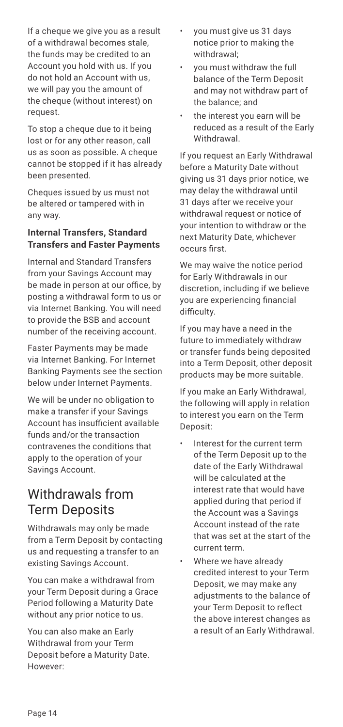If a cheque we give you as a result of a withdrawal becomes stale, the funds may be credited to an Account you hold with us. If you do not hold an Account with us, we will pay you the amount of the cheque (without interest) on request.

To stop a cheque due to it being lost or for any other reason, call us as soon as possible. A cheque cannot be stopped if it has already been presented.

Cheques issued by us must not be altered or tampered with in any way.

### Internal Transfers, Standard Transfers and Faster Payments

Internal and Standard Transfers from your Savings Account may be made in person at our office, by posting a withdrawal form to us or via Internet Banking. You will need to provide the BSB and account number of the receiving account.

Faster Payments may be made via Internet Banking. For Internet Banking Payments see the section below under Internet Payments.

We will be under no obligation to make a transfer if your Savings Account has insufficient available funds and/or the transaction contravenes the conditions that apply to the operation of your Savings Account.

## Withdrawals from Term Deposits

Withdrawals may only be made from a Term Deposit by contacting us and requesting a transfer to an existing Savings Account.

You can make a withdrawal from your Term Deposit during a Grace Period following a Maturity Date without any prior notice to us.

You can also make an Early Withdrawal from your Term Deposit before a Maturity Date. However:

- you must give us 31 days notice prior to making the withdrawal;
- you must withdraw the full balance of the Term Deposit and may not withdraw part of the balance; and
- the interest you earn will be reduced as a result of the Early Withdrawal.

If you request an Early Withdrawal before a Maturity Date without giving us 31 days prior notice, we may delay the withdrawal until 31 days after we receive your withdrawal request or notice of your intention to withdraw or the next Maturity Date, whichever occurs first.

We may waive the notice period for Early Withdrawals in our discretion, including if we believe you are experiencing financial difficulty.

If you may have a need in the future to immediately withdraw or transfer funds being deposited into a Term Deposit, other deposit products may be more suitable.

If you make an Early Withdrawal, the following will apply in relation to interest you earn on the Term Deposit:

- Interest for the current term of the Term Deposit up to the date of the Early Withdrawal will be calculated at the interest rate that would have applied during that period if the Account was a Savings Account instead of the rate that was set at the start of the current term.
- Where we have already credited interest to your Term Deposit, we may make any adjustments to the balance of your Term Deposit to reflect the above interest changes as a result of an Early Withdrawal.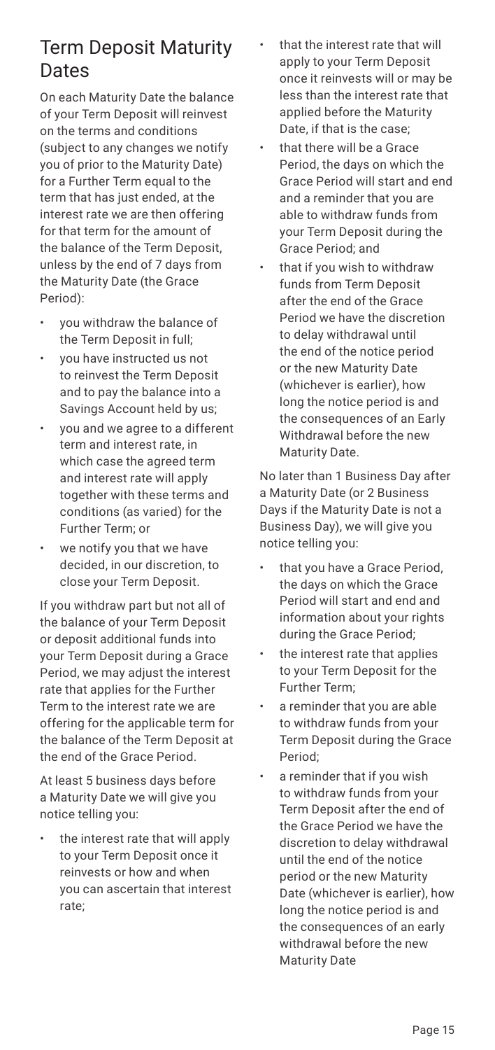## Term Deposit Maturity Dates

On each Maturity Date the balance of your Term Deposit will reinvest on the terms and conditions (subject to any changes we notify you of prior to the Maturity Date) for a Further Term equal to the term that has just ended, at the interest rate we are then offering for that term for the amount of the balance of the Term Deposit, unless by the end of 7 days from the Maturity Date (the Grace Period):

- you withdraw the balance of the Term Deposit in full;
- you have instructed us not to reinvest the Term Deposit and to pay the balance into a Savings Account held by us;
- you and we agree to a different term and interest rate, in which case the agreed term and interest rate will apply together with these terms and conditions (as varied) for the Further Term; or
- we notify you that we have decided, in our discretion, to close your Term Deposit.

If you withdraw part but not all of the balance of your Term Deposit or deposit additional funds into your Term Deposit during a Grace Period, we may adjust the interest rate that applies for the Further Term to the interest rate we are offering for the applicable term for the balance of the Term Deposit at the end of the Grace Period.

At least 5 business days before a Maturity Date we will give you notice telling you:

- the interest rate that will apply to your Term Deposit once it reinvests or how and when you can ascertain that interest rate;
- that the interest rate that will apply to your Term Deposit once it reinvests will or may be less than the interest rate that applied before the Maturity Date, if that is the case;
- that there will be a Grace Period, the days on which the Grace Period will start and end and a reminder that you are able to withdraw funds from your Term Deposit during the Grace Period; and
- that if you wish to withdraw funds from Term Deposit after the end of the Grace Period we have the discretion to delay withdrawal until the end of the notice period or the new Maturity Date (whichever is earlier), how long the notice period is and the consequences of an Early Withdrawal before the new Maturity Date.

No later than 1 Business Day after a Maturity Date (or 2 Business Days if the Maturity Date is not a Business Day), we will give you notice telling you:

- that you have a Grace Period, the days on which the Grace Period will start and end and information about your rights during the Grace Period;
- the interest rate that applies to your Term Deposit for the Further Term;
- a reminder that you are able to withdraw funds from your Term Deposit during the Grace Period;
- a reminder that if you wish to withdraw funds from your Term Deposit after the end of the Grace Period we have the discretion to delay withdrawal until the end of the notice period or the new Maturity Date (whichever is earlier), how long the notice period is and the consequences of an early withdrawal before the new Maturity Date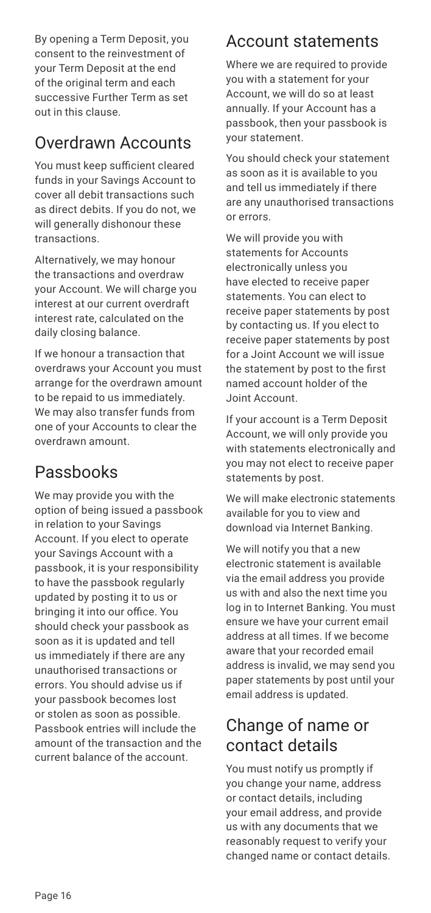By opening a Term Deposit, you consent to the reinvestment of your Term Deposit at the end of the original term and each successive Further Term as set out in this clause.

## Overdrawn Accounts

You must keep sufficient cleared funds in your Savings Account to cover all debit transactions such as direct debits. If you do not, we will generally dishonour these transactions.

Alternatively, we may honour the transactions and overdraw your Account. We will charge you interest at our current overdraft interest rate, calculated on the daily closing balance.

If we honour a transaction that overdraws your Account you must arrange for the overdrawn amount to be repaid to us immediately. We may also transfer funds from one of your Accounts to clear the overdrawn amount.

## Passbooks

We may provide you with the option of being issued a passbook in relation to your Savings Account. If you elect to operate your Savings Account with a passbook, it is your responsibility to have the passbook regularly updated by posting it to us or bringing it into our office. You should check your passbook as soon as it is updated and tell us immediately if there are any unauthorised transactions or errors. You should advise us if your passbook becomes lost or stolen as soon as possible. Passbook entries will include the amount of the transaction and the current balance of the account.

## Account statements

Where we are required to provide you with a statement for your Account, we will do so at least annually. If your Account has a passbook, then your passbook is your statement.

You should check your statement as soon as it is available to you and tell us immediately if there are any unauthorised transactions or errors.

We will provide you with statements for Accounts electronically unless you have elected to receive paper statements. You can elect to receive paper statements by post by contacting us. If you elect to receive paper statements by post for a Joint Account we will issue the statement by post to the first named account holder of the Joint Account.

If your account is a Term Deposit Account, we will only provide you with statements electronically and you may not elect to receive paper statements by post.

We will make electronic statements available for you to view and download via Internet Banking.

We will notify you that a new electronic statement is available via the email address you provide us with and also the next time you log in to Internet Banking. You must ensure we have your current email address at all times. If we become aware that your recorded email address is invalid, we may send you paper statements by post until your email address is updated.

## Change of name or contact details

You must notify us promptly if you change your name, address or contact details, including your email address, and provide us with any documents that we reasonably request to verify your changed name or contact details.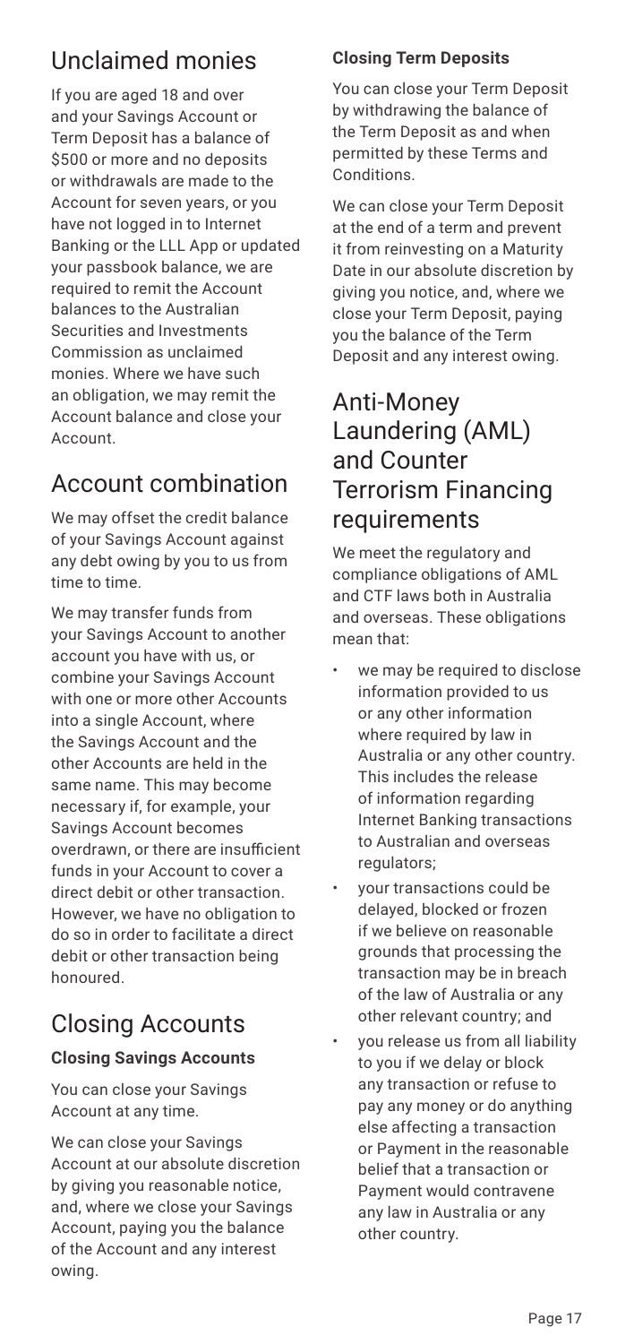## Unclaimed monies

If you are aged 18 and over and your Savings Account or Term Deposit has a balance of $500 or more and no deposits or withdrawals are made to the Account for seven years, or you have not logged in to Internet Banking or the LLL App or updated your passbook balance, we are required to remit the Account balances to the Australian Securities and Investments Commission as unclaimed monies. Where we have such an obligation, we may remit the Account balance and close your Account.

## Account combination

We may offset the credit balance of your Savings Account against any debt owing by you to us from time to time.

We may transfer funds from your Savings Account to another account you have with us, or combine your Savings Account with one or more other Accounts into a single Account, where the Savings Account and the other Accounts are held in the same name. This may become necessary if, for example, your Savings Account becomes overdrawn, or there are insufficient funds in your Account to cover a direct debit or other transaction. However, we have no obligation to do so in order to facilitate a direct debit or other transaction being honoured.

## Closing Accounts

**Closing Savings Accounts**

You can close your Savings Account at any time.

We can close your Savings Account at our absolute discretion by giving you reasonable notice, and, where we close your Savings Account, paying you the balance of the Account and any interest owing.

**Closing Term Deposits**

You can close your Term Deposit by withdrawing the balance of the Term Deposit as and when permitted by these Terms and Conditions.

We can close your Term Deposit at the end of a term and prevent it from reinvesting on a Maturity Date in our absolute discretion by giving you notice, and, where we close your Term Deposit, paying you the balance of the Term Deposit and any interest owing.

## Anti-Money Laundering (AML) and Counter Terrorism Financing requirements

We meet the regulatory and compliance obligations of AML and CTF laws both in Australia and overseas. These obligations mean that:

- we may be required to disclose information provided to us or any other information where required by law in Australia or any other country. This includes the release of information regarding Internet Banking transactions to Australian and overseas regulators;
- your transactions could be delayed, blocked or frozen if we believe on reasonable grounds that processing the transaction may be in breach of the law of Australia or any other relevant country; and
- you release us from all liability to you if we delay or block any transaction or refuse to pay any money or do anything else affecting a transaction or Payment in the reasonable belief that a transaction or Payment would contravene any law in Australia or any other country.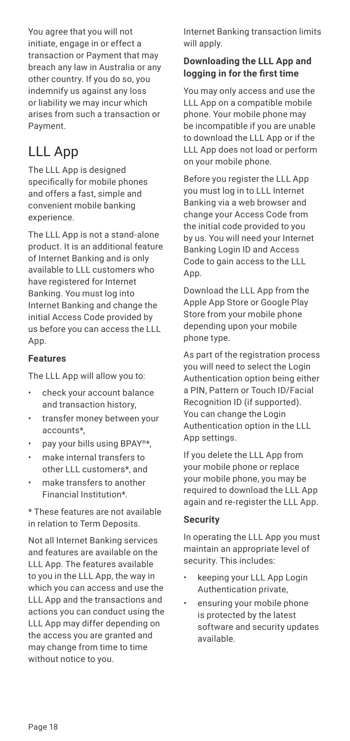You agree that you will not initiate, engage in or effect a transaction or Payment that may breach any law in Australia or any other country. If you do so, you indemnify us against any loss or liability we may incur which arises from such a transaction or Payment.

# LLL App

The LLL App is designed specifically for mobile phones and offers a fast, simple and convenient mobile banking experience.

The LLL App is not a stand-alone product. It is an additional feature of Internet Banking and is only available to LLL customers who have registered for Internet Banking. You must log into Internet Banking and change the initial Access Code provided by us before you can access the LLL App.

### Features

The LLL App will allow you to:

- check your account balance and transaction history,
- transfer money between your accounts*,
- pay your bills using BPAY®*,
- make internal transfers to other LLL customers*, and
- make transfers to another Financial Institution*.

* These features are not available in relation to Term Deposits.

Not all Internet Banking services and features are available on the LLL App. The features available to you in the LLL App, the way in which you can access and use the LLL App and the transactions and actions you can conduct using the LLL App may differ depending on the access you are granted and may change from time to time without notice to you.

Internet Banking transaction limits will apply.

### Downloading the LLL App and logging in for the first time

You may only access and use the LLL App on a compatible mobile phone. Your mobile phone may be incompatible if you are unable to download the LLL App or if the LLL App does not load or perform on your mobile phone.

Before you register the LLL App you must log in to LLL Internet Banking via a web browser and change your Access Code from the initial code provided to you by us. You will need your Internet Banking Login ID and Access Code to gain access to the LLL App.

Download the LLL App from the Apple App Store or Google Play Store from your mobile phone depending upon your mobile phone type.

As part of the registration process you will need to select the Login Authentication option being either a PIN, Pattern or Touch ID/Facial Recognition ID (if supported). You can change the Login Authentication option in the LLL App settings.

If you delete the LLL App from your mobile phone or replace your mobile phone, you may be required to download the LLL App again and re-register the LLL App.

### Security

In operating the LLL App you must maintain an appropriate level of security. This includes:

- keeping your LLL App Login Authentication private,
- ensuring your mobile phone is protected by the latest software and security updates available.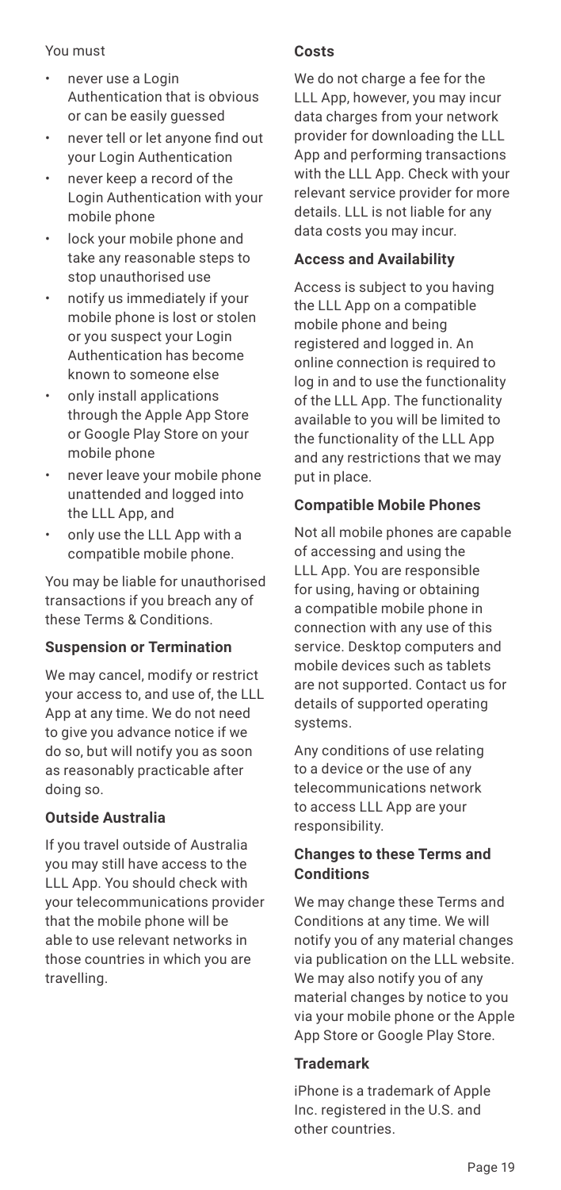You must

- never use a Login Authentication that is obvious or can be easily guessed
- never tell or let anyone find out your Login Authentication
- never keep a record of the Login Authentication with your mobile phone
- lock your mobile phone and take any reasonable steps to stop unauthorised use
- notify us immediately if your mobile phone is lost or stolen or you suspect your Login Authentication has become known to someone else
- only install applications through the Apple App Store or Google Play Store on your mobile phone
- never leave your mobile phone unattended and logged into the LLL App, and
- only use the LLL App with a compatible mobile phone.

You may be liable for unauthorised transactions if you breach any of these Terms & Conditions.

### Suspension or Termination

We may cancel, modify or restrict your access to, and use of, the LLL App at any time. We do not need to give you advance notice if we do so, but will notify you as soon as reasonably practicable after doing so.

### Outside Australia

If you travel outside of Australia you may still have access to the LLL App. You should check with your telecommunications provider that the mobile phone will be able to use relevant networks in those countries in which you are travelling.

### Costs

We do not charge a fee for the LLL App, however, you may incur data charges from your network provider for downloading the LLL App and performing transactions with the LLL App. Check with your relevant service provider for more details. LLL is not liable for any data costs you may incur.

### Access and Availability

Access is subject to you having the LLL App on a compatible mobile phone and being registered and logged in. An online connection is required to log in and to use the functionality of the LLL App. The functionality available to you will be limited to the functionality of the LLL App and any restrictions that we may put in place.

### Compatible Mobile Phones

Not all mobile phones are capable of accessing and using the LLL App. You are responsible for using, having or obtaining a compatible mobile phone in connection with any use of this service. Desktop computers and mobile devices such as tablets are not supported. Contact us for details of supported operating systems.

Any conditions of use relating to a device or the use of any telecommunications network to access LLL App are your responsibility.

### Changes to these Terms and Conditions

We may change these Terms and Conditions at any time. We will notify you of any material changes via publication on the LLL website. We may also notify you of any material changes by notice to you via your mobile phone or the Apple App Store or Google Play Store.

### Trademark

iPhone is a trademark of Apple Inc. registered in the U.S. and other countries.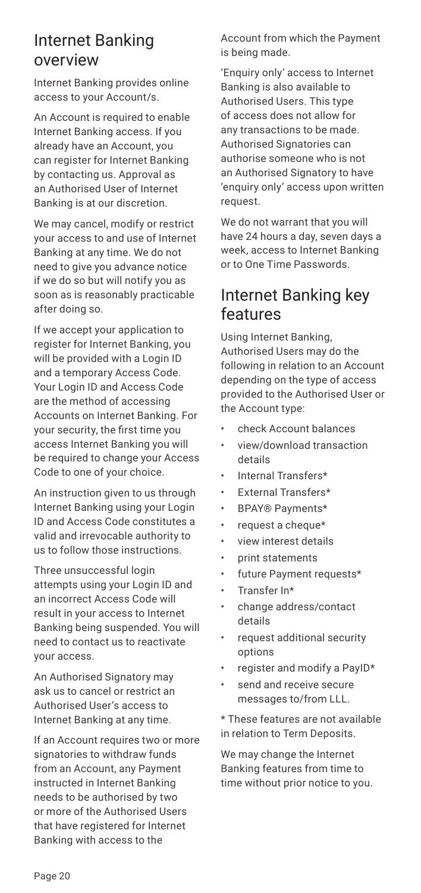## Internet Banking overview

Internet Banking provides online access to your Account/s.

An Account is required to enable Internet Banking access. If you already have an Account, you can register for Internet Banking by contacting us. Approval as an Authorised User of Internet Banking is at our discretion.

We may cancel, modify or restrict your access to and use of Internet Banking at any time. We do not need to give you advance notice if we do so but will notify you as soon as is reasonably practicable after doing so.

If we accept your application to register for Internet Banking, you will be provided with a Login ID and a temporary Access Code. Your Login ID and Access Code are the method of accessing Accounts on Internet Banking. For your security, the first time you access Internet Banking you will be required to change your Access Code to one of your choice.

An instruction given to us through Internet Banking using your Login ID and Access Code constitutes a valid and irrevocable authority to us to follow those instructions.

Three unsuccessful login attempts using your Login ID and an incorrect Access Code will result in your access to Internet Banking being suspended. You will need to contact us to reactivate your access.

An Authorised Signatory may ask us to cancel or restrict an Authorised User's access to Internet Banking at any time.

If an Account requires two or more signatories to withdraw funds from an Account, any Payment instructed in Internet Banking needs to be authorised by two or more of the Authorised Users that have registered for Internet Banking with access to the Account from which the Payment is being made.

'Enquiry only' access to Internet Banking is also available to Authorised Users. This type of access does not allow for any transactions to be made. Authorised Signatories can authorise someone who is not an Authorised Signatory to have 'enquiry only' access upon written request.

We do not warrant that you will have 24 hours a day, seven days a week, access to Internet Banking or to One Time Passwords.

## Internet Banking key features

Using Internet Banking, Authorised Users may do the following in relation to an Account depending on the type of access provided to the Authorised User or the Account type:

- check Account balances
- view/download transaction details
- Internal Transfers*
- External Transfers*
- BPAY® Payments*
- request a cheque*
- view interest details
- print statements
- future Payment requests*
- Transfer In*
- change address/contact details
- request additional security options
- register and modify a PayID*
- send and receive secure messages to/from LLL.

* These features are not available in relation to Term Deposits.

We may change the Internet Banking features from time to time without prior notice to you.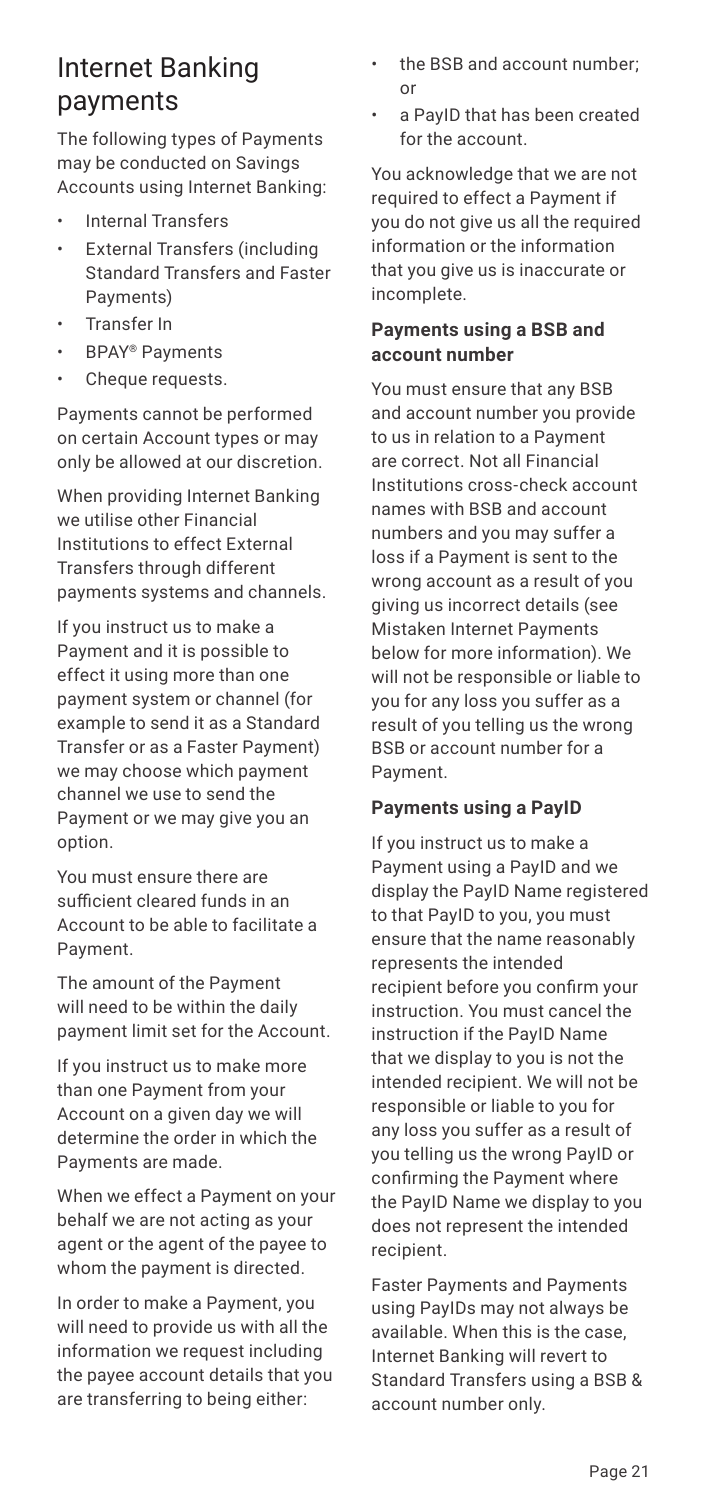## Internet Banking payments

The following types of Payments may be conducted on Savings Accounts using Internet Banking:

- Internal Transfers
- External Transfers (including Standard Transfers and Faster Payments)
- Transfer In
- BPAY® Payments
- Cheque requests.

Payments cannot be performed on certain Account types or may only be allowed at our discretion.

When providing Internet Banking we utilise other Financial Institutions to effect External Transfers through different payments systems and channels.

If you instruct us to make a Payment and it is possible to effect it using more than one payment system or channel (for example to send it as a Standard Transfer or as a Faster Payment) we may choose which payment channel we use to send the Payment or we may give you an option.

You must ensure there are sufficient cleared funds in an Account to be able to facilitate a Payment.

The amount of the Payment will need to be within the daily payment limit set for the Account.

If you instruct us to make more than one Payment from your Account on a given day we will determine the order in which the Payments are made.

When we effect a Payment on your behalf we are not acting as your agent or the agent of the payee to whom the payment is directed.

In order to make a Payment, you will need to provide us with all the information we request including the payee account details that you are transferring to being either:

- the BSB and account number; or
- a PayID that has been created for the account.

You acknowledge that we are not required to effect a Payment if you do not give us all the required information or the information that you give us is inaccurate or incomplete.

### Payments using a BSB and account number

You must ensure that any BSB and account number you provide to us in relation to a Payment are correct. Not all Financial Institutions cross-check account names with BSB and account numbers and you may suffer a loss if a Payment is sent to the wrong account as a result of you giving us incorrect details (see Mistaken Internet Payments below for more information). We will not be responsible or liable to you for any loss you suffer as a result of you telling us the wrong BSB or account number for a Payment.

### Payments using a PayID

If you instruct us to make a Payment using a PayID and we display the PayID Name registered to that PayID to you, you must ensure that the name reasonably represents the intended recipient before you confirm your instruction. You must cancel the instruction if the PayID Name that we display to you is not the intended recipient. We will not be responsible or liable to you for any loss you suffer as a result of you telling us the wrong PayID or confirming the Payment where the PayID Name we display to you does not represent the intended recipient.

Faster Payments and Payments using PayIDs may not always be available. When this is the case, Internet Banking will revert to Standard Transfers using a BSB & account number only.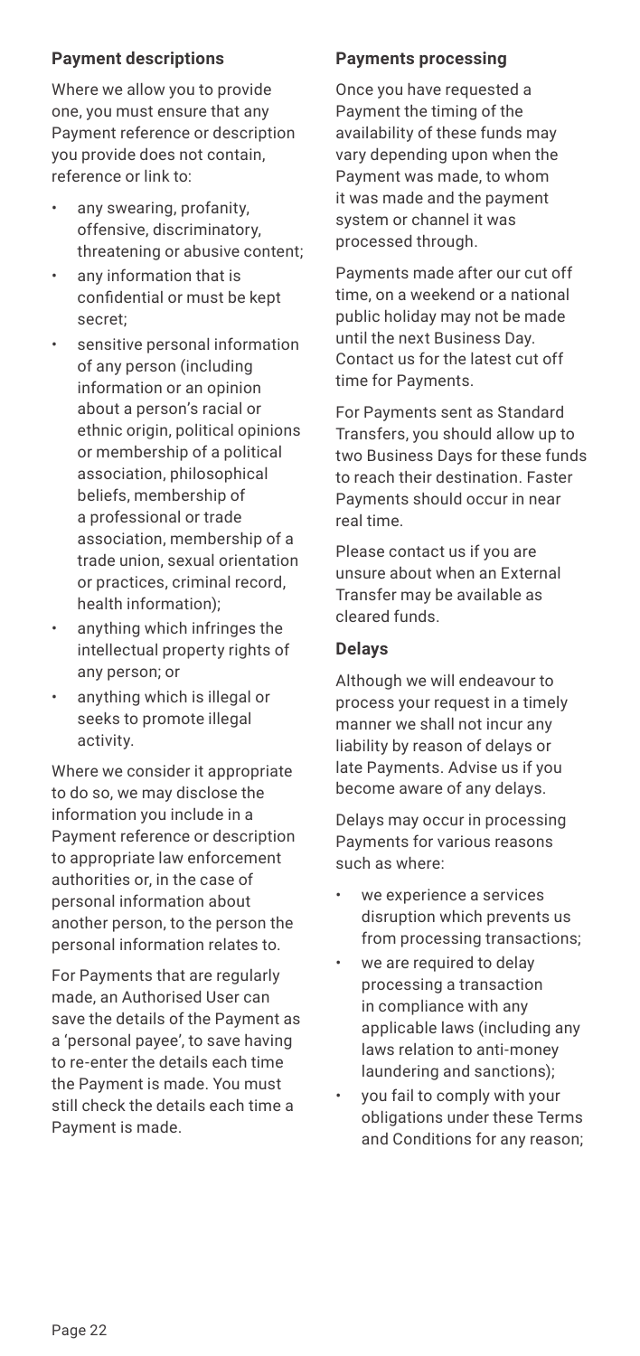### Payment descriptions

Where we allow you to provide one, you must ensure that any Payment reference or description you provide does not contain, reference or link to:

- any swearing, profanity, offensive, discriminatory, threatening or abusive content;
- any information that is confidential or must be kept secret;
- sensitive personal information of any person (including information or an opinion about a person's racial or ethnic origin, political opinions or membership of a political association, philosophical beliefs, membership of a professional or trade association, membership of a trade union, sexual orientation or practices, criminal record, health information);
- anything which infringes the intellectual property rights of any person; or
- anything which is illegal or seeks to promote illegal activity.

Where we consider it appropriate to do so, we may disclose the information you include in a Payment reference or description to appropriate law enforcement authorities or, in the case of personal information about another person, to the person the personal information relates to.

For Payments that are regularly made, an Authorised User can save the details of the Payment as a 'personal payee', to save having to re-enter the details each time the Payment is made. You must still check the details each time a Payment is made.

### Payments processing

Once you have requested a Payment the timing of the availability of these funds may vary depending upon when the Payment was made, to whom it was made and the payment system or channel it was processed through.

Payments made after our cut off time, on a weekend or a national public holiday may not be made until the next Business Day. Contact us for the latest cut off time for Payments.

For Payments sent as Standard Transfers, you should allow up to two Business Days for these funds to reach their destination. Faster Payments should occur in near real time.

Please contact us if you are unsure about when an External Transfer may be available as cleared funds.

### Delays

Although we will endeavour to process your request in a timely manner we shall not incur any liability by reason of delays or late Payments. Advise us if you become aware of any delays.

Delays may occur in processing Payments for various reasons such as where:

- we experience a services disruption which prevents us from processing transactions;
- we are required to delay processing a transaction in compliance with any applicable laws (including any laws relation to anti-money laundering and sanctions);
- you fail to comply with your obligations under these Terms and Conditions for any reason;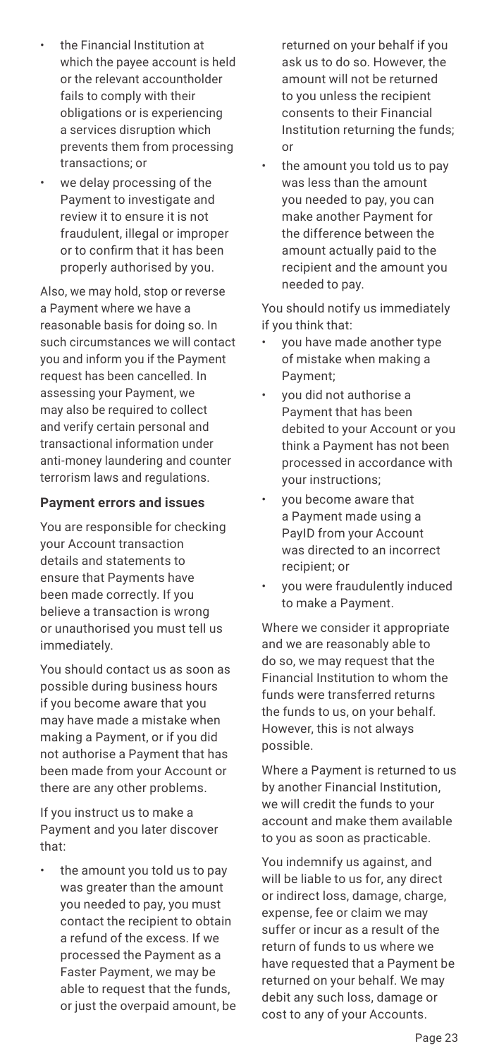- the Financial Institution at which the payee account is held or the relevant accountholder fails to comply with their obligations or is experiencing a services disruption which prevents them from processing transactions; or
- we delay processing of the Payment to investigate and review it to ensure it is not fraudulent, illegal or improper or to confirm that it has been properly authorised by you.

Also, we may hold, stop or reverse a Payment where we have a reasonable basis for doing so. In such circumstances we will contact you and inform you if the Payment request has been cancelled. In assessing your Payment, we may also be required to collect and verify certain personal and transactional information under anti-money laundering and counter terrorism laws and regulations.

### Payment errors and issues

You are responsible for checking your Account transaction details and statements to ensure that Payments have been made correctly. If you believe a transaction is wrong or unauthorised you must tell us immediately.

You should contact us as soon as possible during business hours if you become aware that you may have made a mistake when making a Payment, or if you did not authorise a Payment that has been made from your Account or there are any other problems.

If you instruct us to make a Payment and you later discover that:

- the amount you told us to pay was greater than the amount you needed to pay, you must contact the recipient to obtain a refund of the excess. If we processed the Payment as a Faster Payment, we may be able to request that the funds, or just the overpaid amount, be returned on your behalf if you ask us to do so. However, the amount will not be returned to you unless the recipient consents to their Financial Institution returning the funds; or
- the amount you told us to pay was less than the amount you needed to pay, you can make another Payment for the difference between the amount actually paid to the recipient and the amount you needed to pay.

You should notify us immediately if you think that:

- you have made another type of mistake when making a Payment;
- you did not authorise a Payment that has been debited to your Account or you think a Payment has not been processed in accordance with your instructions;
- you become aware that a Payment made using a PayID from your Account was directed to an incorrect recipient; or
- you were fraudulently induced to make a Payment.

Where we consider it appropriate and we are reasonably able to do so, we may request that the Financial Institution to whom the funds were transferred returns the funds to us, on your behalf. However, this is not always possible.

Where a Payment is returned to us by another Financial Institution, we will credit the funds to your account and make them available to you as soon as practicable.

You indemnify us against, and will be liable to us for, any direct or indirect loss, damage, charge, expense, fee or claim we may suffer or incur as a result of the return of funds to us where we have requested that a Payment be returned on your behalf. We may debit any such loss, damage or cost to any of your Accounts.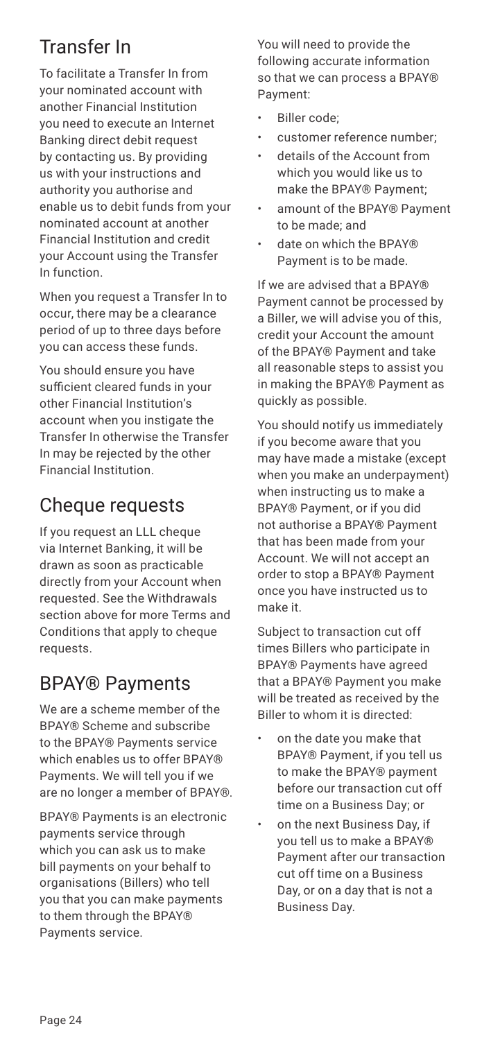## Transfer In

To facilitate a Transfer In from your nominated account with another Financial Institution you need to execute an Internet Banking direct debit request by contacting us. By providing us with your instructions and authority you authorise and enable us to debit funds from your nominated account at another Financial Institution and credit your Account using the Transfer In function.

When you request a Transfer In to occur, there may be a clearance period of up to three days before you can access these funds.

You should ensure you have sufficient cleared funds in your other Financial Institution's account when you instigate the Transfer In otherwise the Transfer In may be rejected by the other Financial Institution.

## Cheque requests

If you request an LLL cheque via Internet Banking, it will be drawn as soon as practicable directly from your Account when requested. See the Withdrawals section above for more Terms and Conditions that apply to cheque requests.

## BPAY® Payments

We are a scheme member of the BPAY® Scheme and subscribe to the BPAY® Payments service which enables us to offer BPAY® Payments. We will tell you if we are no longer a member of BPAY®.

BPAY® Payments is an electronic payments service through which you can ask us to make bill payments on your behalf to organisations (Billers) who tell you that you can make payments to them through the BPAY® Payments service.

You will need to provide the following accurate information so that we can process a BPAY® Payment:

- Biller code;
- customer reference number;
- details of the Account from which you would like us to make the BPAY® Payment;
- amount of the BPAY® Payment to be made; and
- date on which the BPAY® Payment is to be made.

If we are advised that a BPAY® Payment cannot be processed by a Biller, we will advise you of this, credit your Account the amount of the BPAY® Payment and take all reasonable steps to assist you in making the BPAY® Payment as quickly as possible.

You should notify us immediately if you become aware that you may have made a mistake (except when you make an underpayment) when instructing us to make a BPAY® Payment, or if you did not authorise a BPAY® Payment that has been made from your Account. We will not accept an order to stop a BPAY® Payment once you have instructed us to make it.

Subject to transaction cut off times Billers who participate in BPAY® Payments have agreed that a BPAY® Payment you make will be treated as received by the Biller to whom it is directed:

- on the date you make that BPAY® Payment, if you tell us to make the BPAY® payment before our transaction cut off time on a Business Day; or
- on the next Business Day, if you tell us to make a BPAY® Payment after our transaction cut off time on a Business Day, or on a day that is not a Business Day.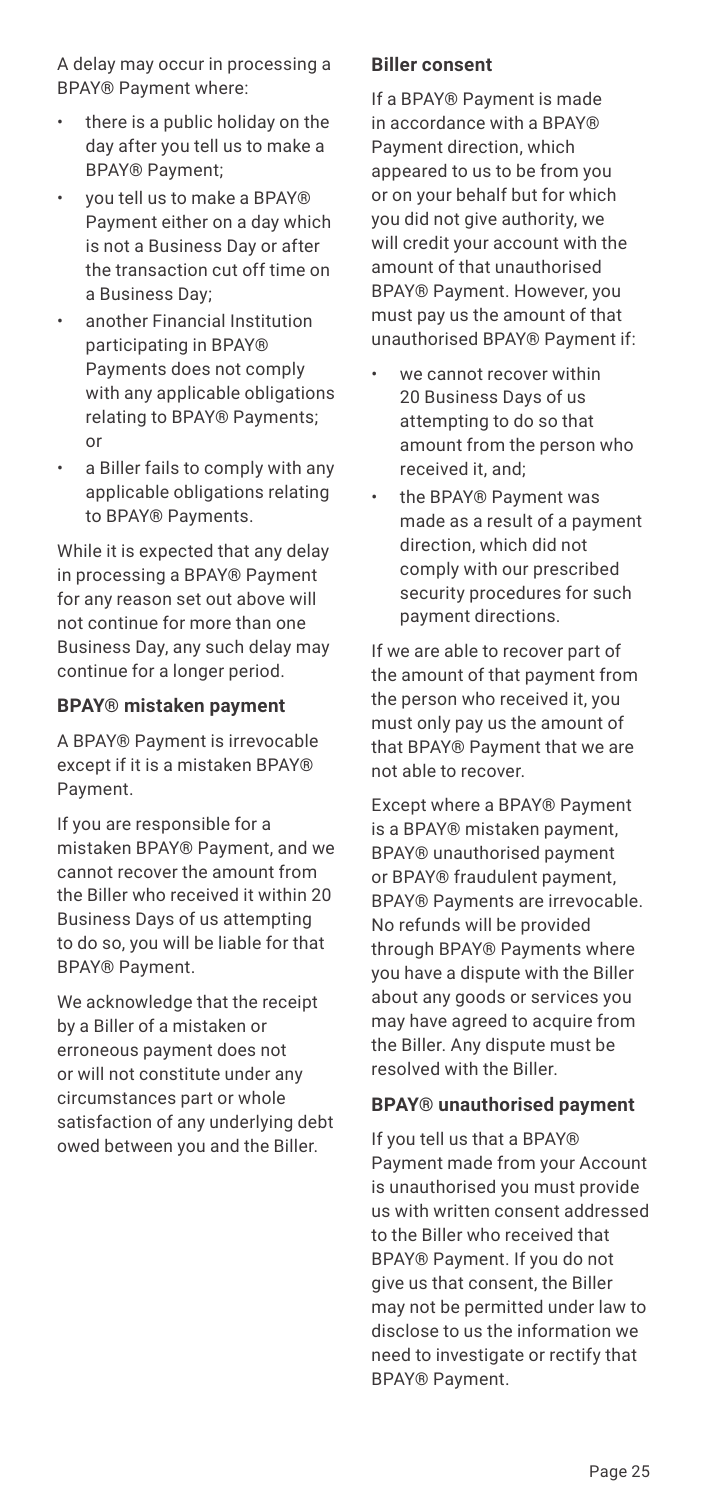A delay may occur in processing a BPAY® Payment where:

- there is a public holiday on the day after you tell us to make a BPAY® Payment;
- you tell us to make a BPAY® Payment either on a day which is not a Business Day or after the transaction cut off time on a Business Day;
- another Financial Institution participating in BPAY® Payments does not comply with any applicable obligations relating to BPAY® Payments; or
- a Biller fails to comply with any applicable obligations relating to BPAY® Payments.

While it is expected that any delay in processing a BPAY® Payment for any reason set out above will not continue for more than one Business Day, any such delay may continue for a longer period.

**BPAY® mistaken payment**

A BPAY® Payment is irrevocable except if it is a mistaken BPAY® Payment.

If you are responsible for a mistaken BPAY® Payment, and we cannot recover the amount from the Biller who received it within 20 Business Days of us attempting to do so, you will be liable for that BPAY® Payment.

We acknowledge that the receipt by a Biller of a mistaken or erroneous payment does not or will not constitute under any circumstances part or whole satisfaction of any underlying debt owed between you and the Biller.

**Biller consent**

If a BPAY® Payment is made in accordance with a BPAY® Payment direction, which appeared to us to be from you or on your behalf but for which you did not give authority, we will credit your account with the amount of that unauthorised BPAY® Payment. However, you must pay us the amount of that unauthorised BPAY® Payment if:

- we cannot recover within 20 Business Days of us attempting to do so that amount from the person who received it, and;
- the BPAY® Payment was made as a result of a payment direction, which did not comply with our prescribed security procedures for such payment directions.

If we are able to recover part of the amount of that payment from the person who received it, you must only pay us the amount of that BPAY® Payment that we are not able to recover.

Except where a BPAY® Payment is a BPAY® mistaken payment, BPAY® unauthorised payment or BPAY® fraudulent payment, BPAY® Payments are irrevocable. No refunds will be provided through BPAY® Payments where you have a dispute with the Biller about any goods or services you may have agreed to acquire from the Biller. Any dispute must be resolved with the Biller.

**BPAY® unauthorised payment**

If you tell us that a BPAY® Payment made from your Account is unauthorised you must provide us with written consent addressed to the Biller who received that BPAY® Payment. If you do not give us that consent, the Biller may not be permitted under law to disclose to us the information we need to investigate or rectify that BPAY® Payment.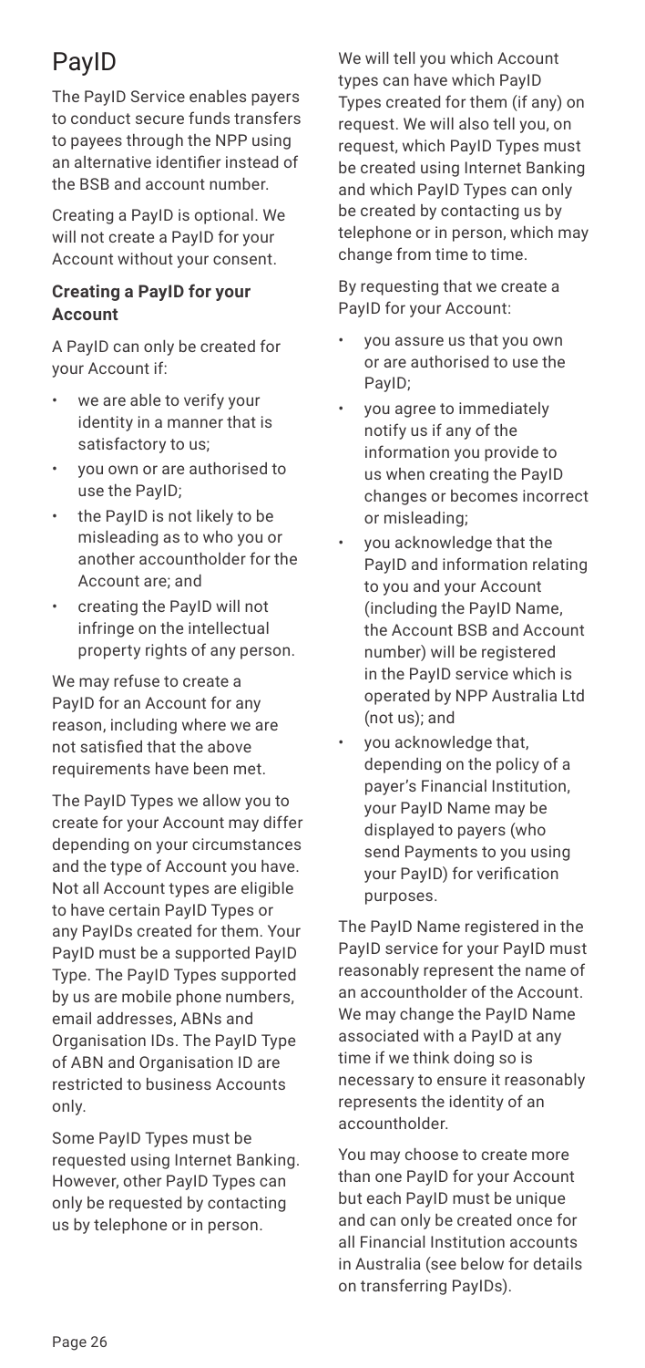# PayID

The PayID Service enables payers to conduct secure funds transfers to payees through the NPP using an alternative identifier instead of the BSB and account number.

Creating a PayID is optional. We will not create a PayID for your Account without your consent.

### Creating a PayID for your Account

A PayID can only be created for your Account if:

- we are able to verify your identity in a manner that is satisfactory to us;
- you own or are authorised to use the PayID;
- the PayID is not likely to be misleading as to who you or another accountholder for the Account are; and
- creating the PayID will not infringe on the intellectual property rights of any person.

We may refuse to create a PayID for an Account for any reason, including where we are not satisfied that the above requirements have been met.

The PayID Types we allow you to create for your Account may differ depending on your circumstances and the type of Account you have. Not all Account types are eligible to have certain PayID Types or any PayIDs created for them. Your PayID must be a supported PayID Type. The PayID Types supported by us are mobile phone numbers, email addresses, ABNs and Organisation IDs. The PayID Type of ABN and Organisation ID are restricted to business Accounts only.

Some PayID Types must be requested using Internet Banking. However, other PayID Types can only be requested by contacting us by telephone or in person.

We will tell you which Account types can have which PayID Types created for them (if any) on request. We will also tell you, on request, which PayID Types must be created using Internet Banking and which PayID Types can only be created by contacting us by telephone or in person, which may change from time to time.

By requesting that we create a PayID for your Account:

- you assure us that you own or are authorised to use the PayID;
- you agree to immediately notify us if any of the information you provide to us when creating the PayID changes or becomes incorrect or misleading;
- you acknowledge that the PayID and information relating to you and your Account (including the PayID Name, the Account BSB and Account number) will be registered in the PayID service which is operated by NPP Australia Ltd (not us); and
- you acknowledge that, depending on the policy of a payer's Financial Institution, your PayID Name may be displayed to payers (who send Payments to you using your PayID) for verification purposes.

The PayID Name registered in the PayID service for your PayID must reasonably represent the name of an accountholder of the Account. We may change the PayID Name associated with a PayID at any time if we think doing so is necessary to ensure it reasonably represents the identity of an accountholder.

You may choose to create more than one PayID for your Account but each PayID must be unique and can only be created once for all Financial Institution accounts in Australia (see below for details on transferring PayIDs).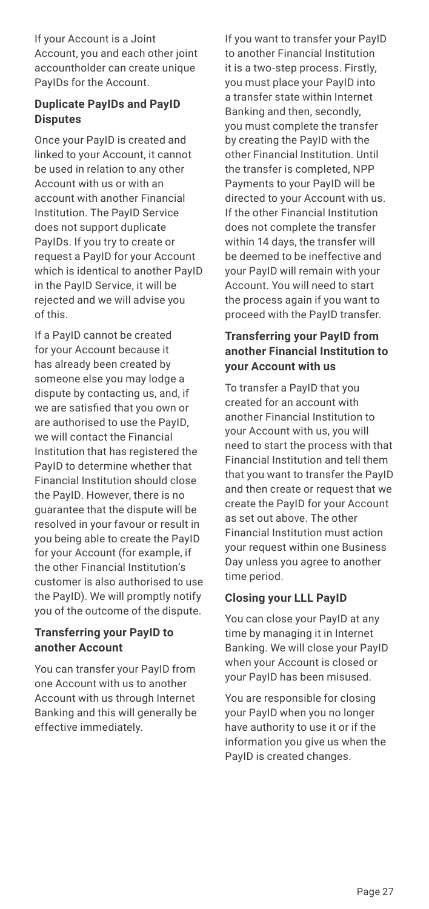If your Account is a Joint Account, you and each other joint accountholder can create unique PayIDs for the Account.

**Duplicate PayIDs and PayID Disputes**

Once your PayID is created and linked to your Account, it cannot be used in relation to any other Account with us or with an account with another Financial Institution. The PayID Service does not support duplicate PayIDs. If you try to create or request a PayID for your Account which is identical to another PayID in the PayID Service, it will be rejected and we will advise you of this.

If a PayID cannot be created for your Account because it has already been created by someone else you may lodge a dispute by contacting us, and, if we are satisfied that you own or are authorised to use the PayID, we will contact the Financial Institution that has registered the PayID to determine whether that Financial Institution should close the PayID. However, there is no guarantee that the dispute will be resolved in your favour or result in you being able to create the PayID for your Account (for example, if the other Financial Institution's customer is also authorised to use the PayID). We will promptly notify you of the outcome of the dispute.

**Transferring your PayID to another Account**

You can transfer your PayID from one Account with us to another Account with us through Internet Banking and this will generally be effective immediately.

If you want to transfer your PayID to another Financial Institution it is a two-step process. Firstly, you must place your PayID into a transfer state within Internet Banking and then, secondly, you must complete the transfer by creating the PayID with the other Financial Institution. Until the transfer is completed, NPP Payments to your PayID will be directed to your Account with us. If the other Financial Institution does not complete the transfer within 14 days, the transfer will be deemed to be ineffective and your PayID will remain with your Account. You will need to start the process again if you want to proceed with the PayID transfer.

**Transferring your PayID from another Financial Institution to your Account with us**

To transfer a PayID that you created for an account with another Financial Institution to your Account with us, you will need to start the process with that Financial Institution and tell them that you want to transfer the PayID and then create or request that we create the PayID for your Account as set out above. The other Financial Institution must action your request within one Business Day unless you agree to another time period.

**Closing your LLL PayID**

You can close your PayID at any time by managing it in Internet Banking. We will close your PayID when your Account is closed or your PayID has been misused.

You are responsible for closing your PayID when you no longer have authority to use it or if the information you give us when the PayID is created changes.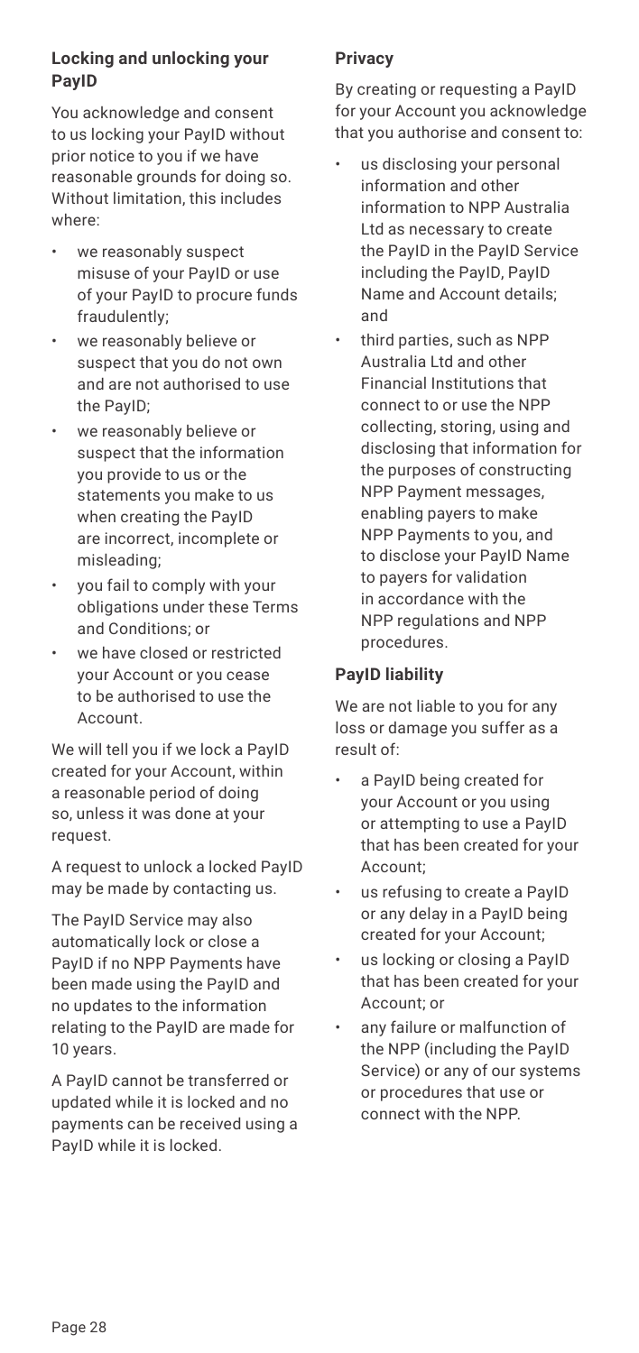### Locking and unlocking your PayID

You acknowledge and consent to us locking your PayID without prior notice to you if we have reasonable grounds for doing so. Without limitation, this includes where:

- we reasonably suspect misuse of your PayID or use of your PayID to procure funds fraudulently;
- we reasonably believe or suspect that you do not own and are not authorised to use the PayID;
- we reasonably believe or suspect that the information you provide to us or the statements you make to us when creating the PayID are incorrect, incomplete or misleading;
- you fail to comply with your obligations under these Terms and Conditions; or
- we have closed or restricted your Account or you cease to be authorised to use the Account.

We will tell you if we lock a PayID created for your Account, within a reasonable period of doing so, unless it was done at your request.

A request to unlock a locked PayID may be made by contacting us.

The PayID Service may also automatically lock or close a PayID if no NPP Payments have been made using the PayID and no updates to the information relating to the PayID are made for 10 years.

A PayID cannot be transferred or updated while it is locked and no payments can be received using a PayID while it is locked.

### Privacy

By creating or requesting a PayID for your Account you acknowledge that you authorise and consent to:

- us disclosing your personal information and other information to NPP Australia Ltd as necessary to create the PayID in the PayID Service including the PayID, PayID Name and Account details; and
- third parties, such as NPP Australia Ltd and other Financial Institutions that connect to or use the NPP collecting, storing, using and disclosing that information for the purposes of constructing NPP Payment messages, enabling payers to make NPP Payments to you, and to disclose your PayID Name to payers for validation in accordance with the NPP regulations and NPP procedures.

### PayID liability

We are not liable to you for any loss or damage you suffer as a result of:

- a PayID being created for your Account or you using or attempting to use a PayID that has been created for your Account;
- us refusing to create a PayID or any delay in a PayID being created for your Account;
- us locking or closing a PayID that has been created for your Account; or
- any failure or malfunction of the NPP (including the PayID Service) or any of our systems or procedures that use or connect with the NPP.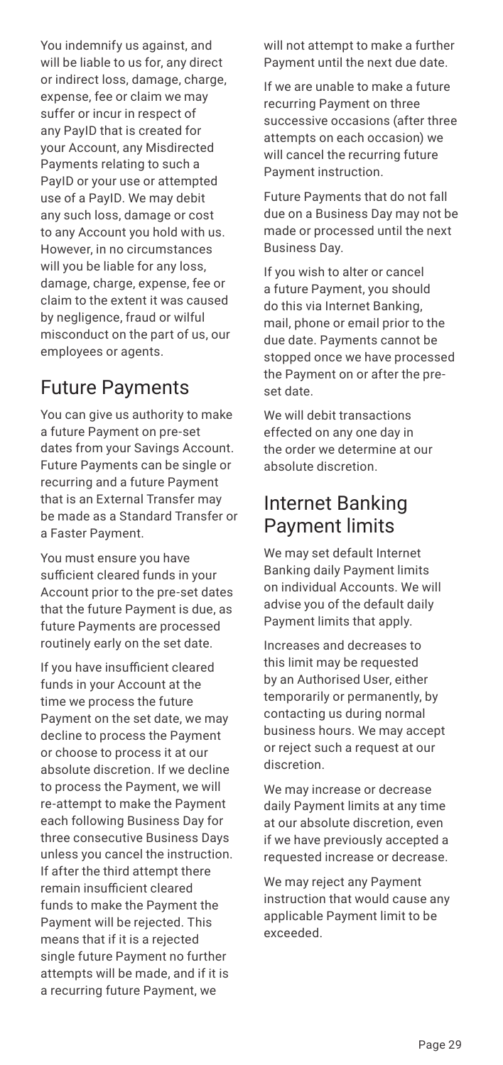You indemnify us against, and will be liable to us for, any direct or indirect loss, damage, charge, expense, fee or claim we may suffer or incur in respect of any PayID that is created for your Account, any Misdirected Payments relating to such a PayID or your use or attempted use of a PayID. We may debit any such loss, damage or cost to any Account you hold with us. However, in no circumstances will you be liable for any loss, damage, charge, expense, fee or claim to the extent it was caused by negligence, fraud or wilful misconduct on the part of us, our employees or agents.

## Future Payments

You can give us authority to make a future Payment on pre-set dates from your Savings Account. Future Payments can be single or recurring and a future Payment that is an External Transfer may be made as a Standard Transfer or a Faster Payment.

You must ensure you have sufficient cleared funds in your Account prior to the pre-set dates that the future Payment is due, as future Payments are processed routinely early on the set date.

If you have insufficient cleared funds in your Account at the time we process the future Payment on the set date, we may decline to process the Payment or choose to process it at our absolute discretion. If we decline to process the Payment, we will re-attempt to make the Payment each following Business Day for three consecutive Business Days unless you cancel the instruction. If after the third attempt there remain insufficient cleared funds to make the Payment the Payment will be rejected. This means that if it is a rejected single future Payment no further attempts will be made, and if it is a recurring future Payment, we will not attempt to make a further Payment until the next due date.

If we are unable to make a future recurring Payment on three successive occasions (after three attempts on each occasion) we will cancel the recurring future Payment instruction.

Future Payments that do not fall due on a Business Day may not be made or processed until the next Business Day.

If you wish to alter or cancel a future Payment, you should do this via Internet Banking, mail, phone or email prior to the due date. Payments cannot be stopped once we have processed the Payment on or after the pre-set date.

We will debit transactions effected on any one day in the order we determine at our absolute discretion.

## Internet Banking Payment limits

We may set default Internet Banking daily Payment limits on individual Accounts. We will advise you of the default daily Payment limits that apply.

Increases and decreases to this limit may be requested by an Authorised User, either temporarily or permanently, by contacting us during normal business hours. We may accept or reject such a request at our discretion.

We may increase or decrease daily Payment limits at any time at our absolute discretion, even if we have previously accepted a requested increase or decrease.

We may reject any Payment instruction that would cause any applicable Payment limit to be exceeded.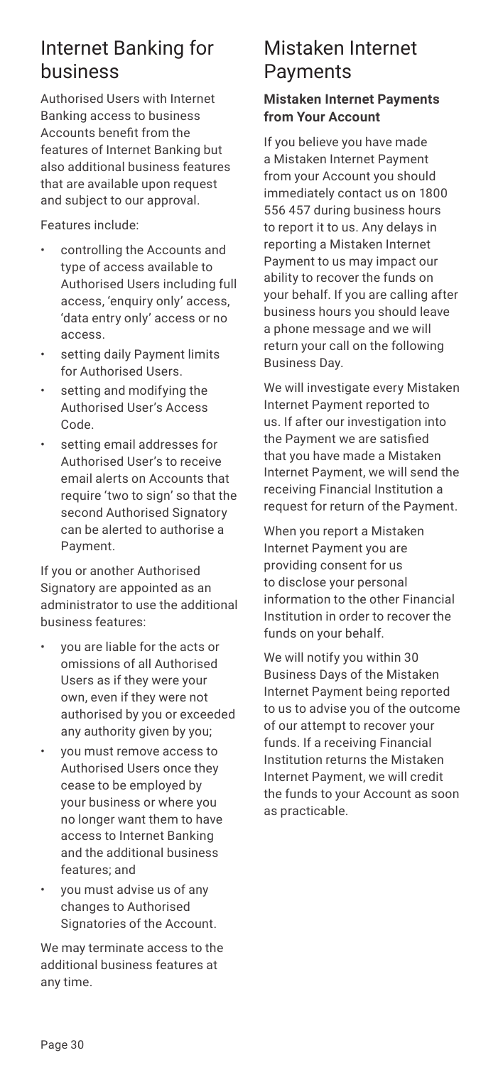## Internet Banking for business

Authorised Users with Internet Banking access to business Accounts benefit from the features of Internet Banking but also additional business features that are available upon request and subject to our approval.

Features include:

- controlling the Accounts and type of access available to Authorised Users including full access, 'enquiry only' access, 'data entry only' access or no access.
- setting daily Payment limits for Authorised Users.
- setting and modifying the Authorised User's Access Code.
- setting email addresses for Authorised User's to receive email alerts on Accounts that require 'two to sign' so that the second Authorised Signatory can be alerted to authorise a Payment.

If you or another Authorised Signatory are appointed as an administrator to use the additional business features:

- you are liable for the acts or omissions of all Authorised Users as if they were your own, even if they were not authorised by you or exceeded any authority given by you;
- you must remove access to Authorised Users once they cease to be employed by your business or where you no longer want them to have access to Internet Banking and the additional business features; and
- you must advise us of any changes to Authorised Signatories of the Account.

We may terminate access to the additional business features at any time.

## Mistaken Internet Payments

### Mistaken Internet Payments from Your Account

If you believe you have made a Mistaken Internet Payment from your Account you should immediately contact us on 1800 556 457 during business hours to report it to us. Any delays in reporting a Mistaken Internet Payment to us may impact our ability to recover the funds on your behalf. If you are calling after business hours you should leave a phone message and we will return your call on the following Business Day.

We will investigate every Mistaken Internet Payment reported to us. If after our investigation into the Payment we are satisfied that you have made a Mistaken Internet Payment, we will send the receiving Financial Institution a request for return of the Payment.

When you report a Mistaken Internet Payment you are providing consent for us to disclose your personal information to the other Financial Institution in order to recover the funds on your behalf.

We will notify you within 30 Business Days of the Mistaken Internet Payment being reported to us to advise you of the outcome of our attempt to recover your funds. If a receiving Financial Institution returns the Mistaken Internet Payment, we will credit the funds to your Account as soon as practicable.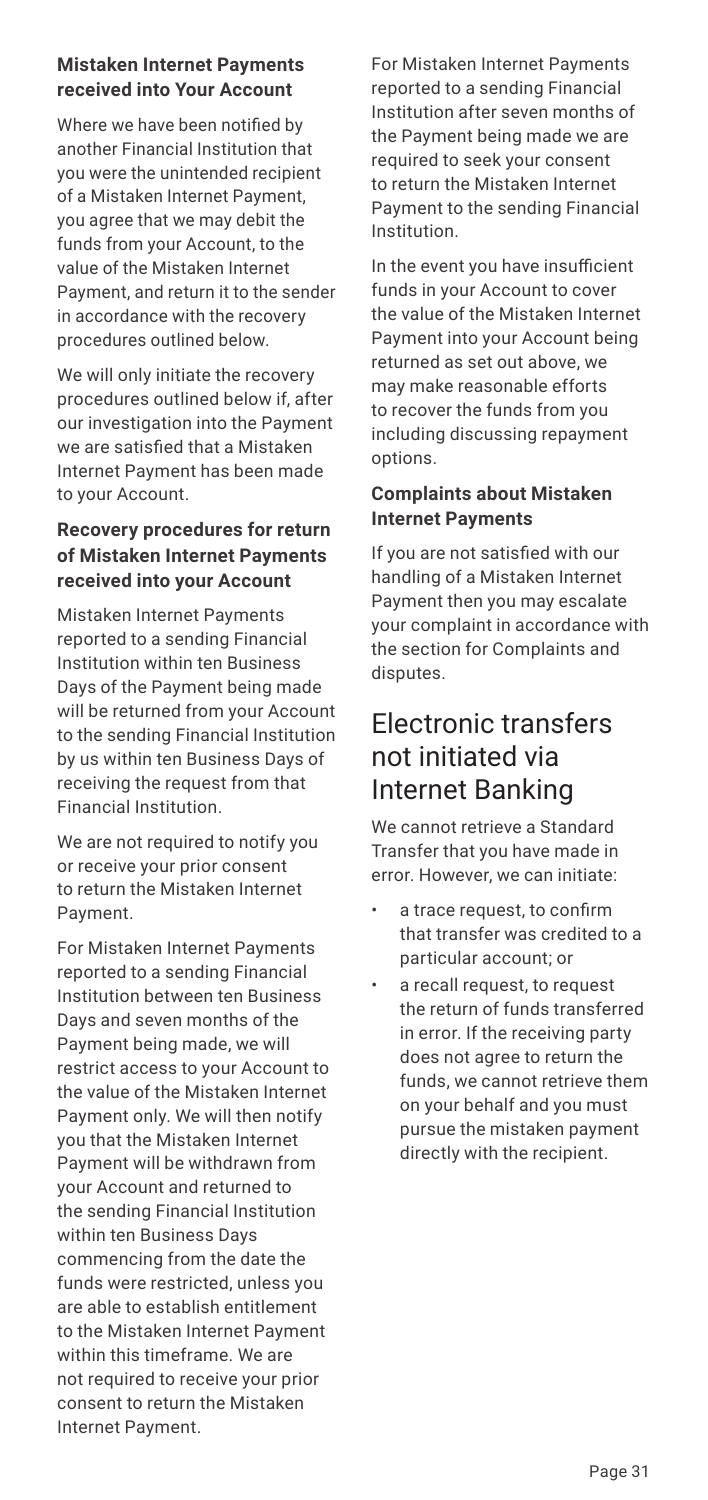### Mistaken Internet Payments received into Your Account

Where we have been notified by another Financial Institution that you were the unintended recipient of a Mistaken Internet Payment, you agree that we may debit the funds from your Account, to the value of the Mistaken Internet Payment, and return it to the sender in accordance with the recovery procedures outlined below.

We will only initiate the recovery procedures outlined below if, after our investigation into the Payment we are satisfied that a Mistaken Internet Payment has been made to your Account.

### Recovery procedures for return of Mistaken Internet Payments received into your Account

Mistaken Internet Payments reported to a sending Financial Institution within ten Business Days of the Payment being made will be returned from your Account to the sending Financial Institution by us within ten Business Days of receiving the request from that Financial Institution.

We are not required to notify you or receive your prior consent to return the Mistaken Internet Payment.

For Mistaken Internet Payments reported to a sending Financial Institution between ten Business Days and seven months of the Payment being made, we will restrict access to your Account to the value of the Mistaken Internet Payment only. We will then notify you that the Mistaken Internet Payment will be withdrawn from your Account and returned to the sending Financial Institution within ten Business Days commencing from the date the funds were restricted, unless you are able to establish entitlement to the Mistaken Internet Payment within this timeframe. We are not required to receive your prior consent to return the Mistaken Internet Payment.

For Mistaken Internet Payments reported to a sending Financial Institution after seven months of the Payment being made we are required to seek your consent to return the Mistaken Internet Payment to the sending Financial Institution.

In the event you have insufficient funds in your Account to cover the value of the Mistaken Internet Payment into your Account being returned as set out above, we may make reasonable efforts to recover the funds from you including discussing repayment options.

### Complaints about Mistaken Internet Payments

If you are not satisfied with our handling of a Mistaken Internet Payment then you may escalate your complaint in accordance with the section for Complaints and disputes.

## Electronic transfers not initiated via Internet Banking

We cannot retrieve a Standard Transfer that you have made in error. However, we can initiate:

- a trace request, to confirm that transfer was credited to a particular account; or
- a recall request, to request the return of funds transferred in error. If the receiving party does not agree to return the funds, we cannot retrieve them on your behalf and you must pursue the mistaken payment directly with the recipient.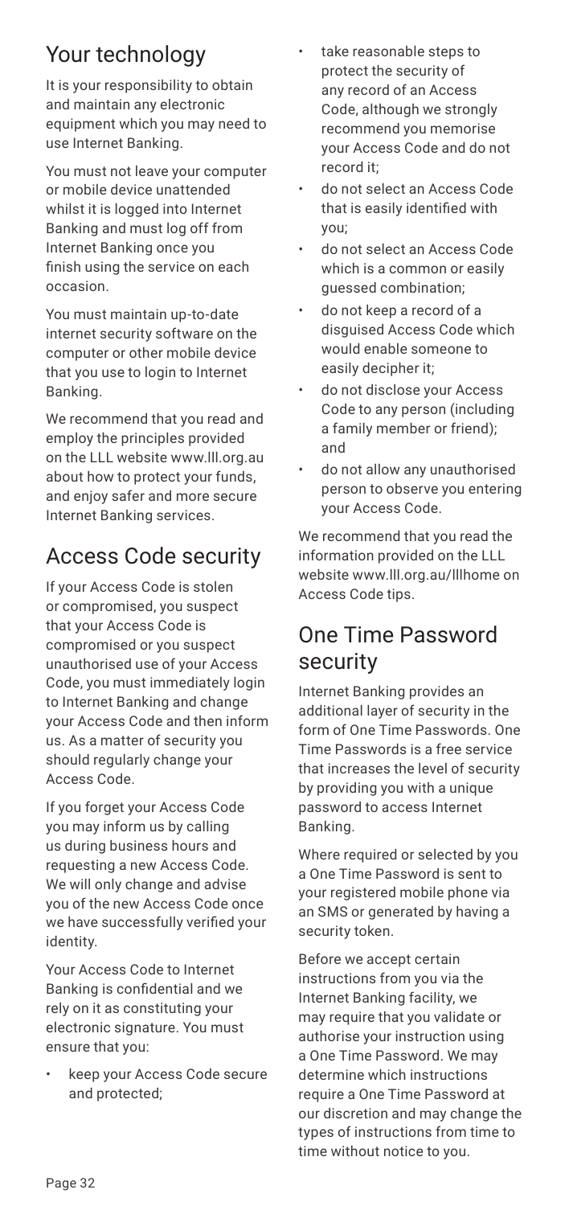## Your technology

It is your responsibility to obtain and maintain any electronic equipment which you may need to use Internet Banking.

You must not leave your computer or mobile device unattended whilst it is logged into Internet Banking and must log off from Internet Banking once you finish using the service on each occasion.

You must maintain up-to-date internet security software on the computer or other mobile device that you use to login to Internet Banking.

We recommend that you read and employ the principles provided on the LLL website www.lll.org.au about how to protect your funds, and enjoy safer and more secure Internet Banking services.

## Access Code security

If your Access Code is stolen or compromised, you suspect that your Access Code is compromised or you suspect unauthorised use of your Access Code, you must immediately login to Internet Banking and change your Access Code and then inform us. As a matter of security you should regularly change your Access Code.

If you forget your Access Code you may inform us by calling us during business hours and requesting a new Access Code. We will only change and advise you of the new Access Code once we have successfully verified your identity.

Your Access Code to Internet Banking is confidential and we rely on it as constituting your electronic signature. You must ensure that you:

- keep your Access Code secure and protected;
- take reasonable steps to protect the security of any record of an Access Code, although we strongly recommend you memorise your Access Code and do not record it;
- do not select an Access Code that is easily identified with you;
- do not select an Access Code which is a common or easily guessed combination;
- do not keep a record of a disguised Access Code which would enable someone to easily decipher it;
- do not disclose your Access Code to any person (including a family member or friend); and
- do not allow any unauthorised person to observe you entering your Access Code.

We recommend that you read the information provided on the LLL website www.lll.org.au/lllhome on Access Code tips.

## One Time Password security

Internet Banking provides an additional layer of security in the form of One Time Passwords. One Time Passwords is a free service that increases the level of security by providing you with a unique password to access Internet Banking.

Where required or selected by you a One Time Password is sent to your registered mobile phone via an SMS or generated by having a security token.

Before we accept certain instructions from you via the Internet Banking facility, we may require that you validate or authorise your instruction using a One Time Password. We may determine which instructions require a One Time Password at our discretion and may change the types of instructions from time to time without notice to you.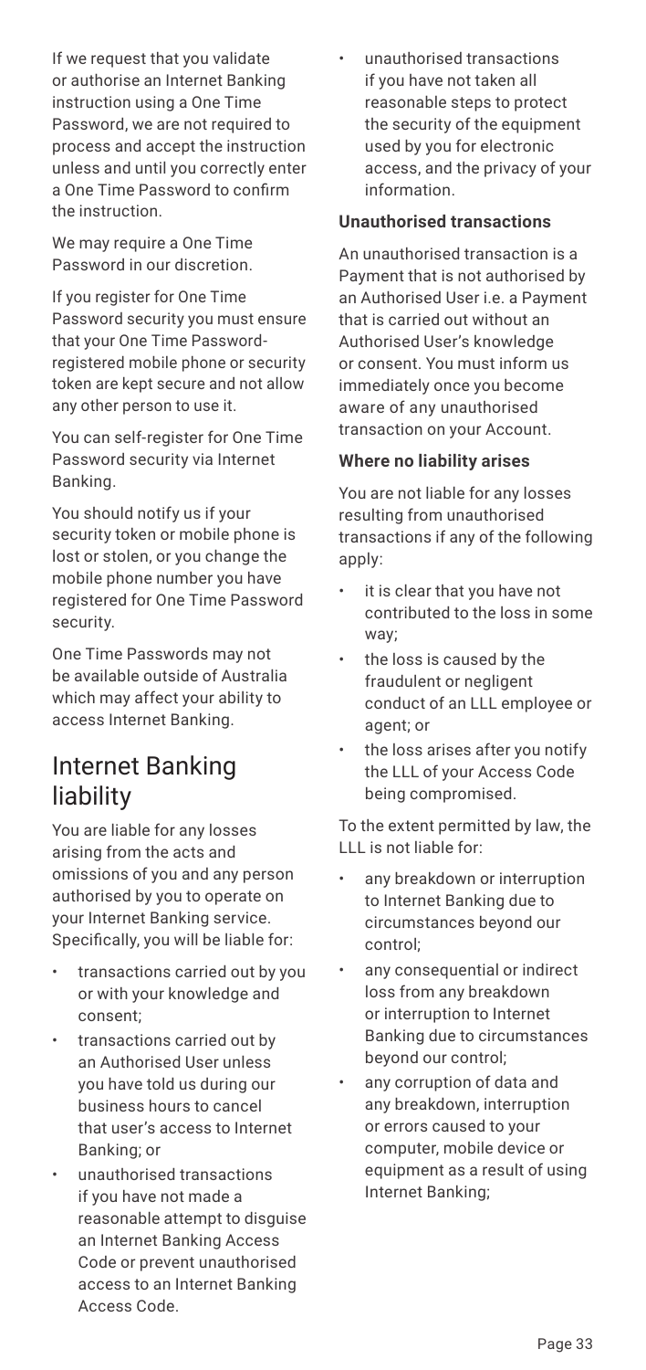If we request that you validate or authorise an Internet Banking instruction using a One Time Password, we are not required to process and accept the instruction unless and until you correctly enter a One Time Password to confirm the instruction.

We may require a One Time Password in our discretion.

If you register for One Time Password security you must ensure that your One Time Password-registered mobile phone or security token are kept secure and not allow any other person to use it.

You can self-register for One Time Password security via Internet Banking.

You should notify us if your security token or mobile phone is lost or stolen, or you change the mobile phone number you have registered for One Time Password security.

One Time Passwords may not be available outside of Australia which may affect your ability to access Internet Banking.

## Internet Banking liability

You are liable for any losses arising from the acts and omissions of you and any person authorised by you to operate on your Internet Banking service. Specifically, you will be liable for:

- transactions carried out by you or with your knowledge and consent;
- transactions carried out by an Authorised User unless you have told us during our business hours to cancel that user's access to Internet Banking; or
- unauthorised transactions if you have not made a reasonable attempt to disguise an Internet Banking Access Code or prevent unauthorised access to an Internet Banking Access Code.
- unauthorised transactions if you have not taken all reasonable steps to protect the security of the equipment used by you for electronic access, and the privacy of your information.

**Unauthorised transactions**

An unauthorised transaction is a Payment that is not authorised by an Authorised User i.e. a Payment that is carried out without an Authorised User's knowledge or consent. You must inform us immediately once you become aware of any unauthorised transaction on your Account.

**Where no liability arises**

You are not liable for any losses resulting from unauthorised transactions if any of the following apply:

- it is clear that you have not contributed to the loss in some way;
- the loss is caused by the fraudulent or negligent conduct of an LLL employee or agent; or
- the loss arises after you notify the LLL of your Access Code being compromised.

To the extent permitted by law, the LLL is not liable for:

- any breakdown or interruption to Internet Banking due to circumstances beyond our control;
- any consequential or indirect loss from any breakdown or interruption to Internet Banking due to circumstances beyond our control;
- any corruption of data and any breakdown, interruption or errors caused to your computer, mobile device or equipment as a result of using Internet Banking;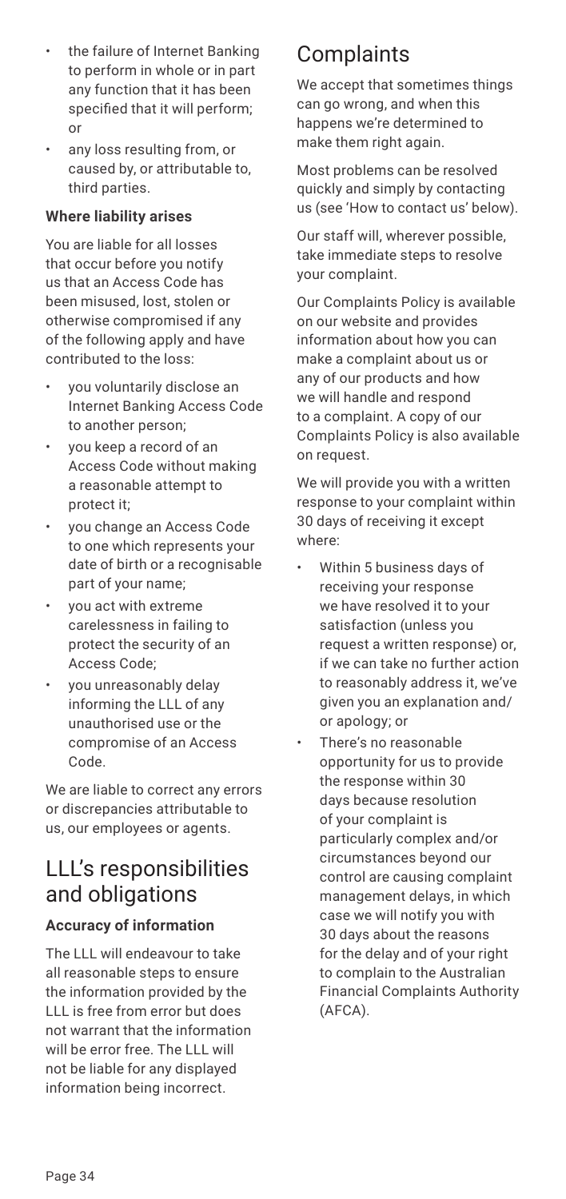- the failure of Internet Banking to perform in whole or in part any function that it has been specified that it will perform; or
- any loss resulting from, or caused by, or attributable to, third parties.

**Where liability arises**

You are liable for all losses that occur before you notify us that an Access Code has been misused, lost, stolen or otherwise compromised if any of the following apply and have contributed to the loss:

- you voluntarily disclose an Internet Banking Access Code to another person;
- you keep a record of an Access Code without making a reasonable attempt to protect it;
- you change an Access Code to one which represents your date of birth or a recognisable part of your name;
- you act with extreme carelessness in failing to protect the security of an Access Code;
- you unreasonably delay informing the LLL of any unauthorised use or the compromise of an Access Code.

We are liable to correct any errors or discrepancies attributable to us, our employees or agents.

## LLL's responsibilities and obligations

**Accuracy of information**

The LLL will endeavour to take all reasonable steps to ensure the information provided by the LLL is free from error but does not warrant that the information will be error free. The LLL will not be liable for any displayed information being incorrect.

## Complaints

We accept that sometimes things can go wrong, and when this happens we're determined to make them right again.

Most problems can be resolved quickly and simply by contacting us (see 'How to contact us' below).

Our staff will, wherever possible, take immediate steps to resolve your complaint.

Our Complaints Policy is available on our website and provides information about how you can make a complaint about us or any of our products and how we will handle and respond to a complaint. A copy of our Complaints Policy is also available on request.

We will provide you with a written response to your complaint within 30 days of receiving it except where:

- Within 5 business days of receiving your response we have resolved it to your satisfaction (unless you request a written response) or, if we can take no further action to reasonably address it, we've given you an explanation and/or apology; or
- There's no reasonable opportunity for us to provide the response within 30 days because resolution of your complaint is particularly complex and/or circumstances beyond our control are causing complaint management delays, in which case we will notify you with 30 days about the reasons for the delay and of your right to complain to the Australian Financial Complaints Authority (AFCA).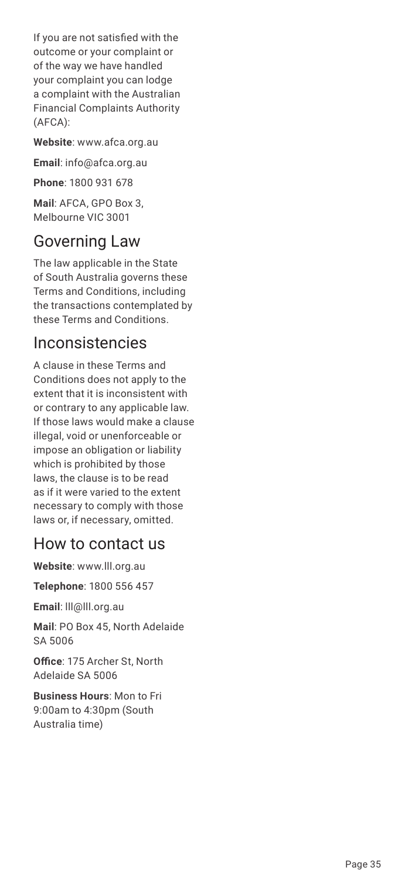If you are not satisfied with the outcome or your complaint or of the way we have handled your complaint you can lodge a complaint with the Australian Financial Complaints Authority (AFCA):

**Website**: www.afca.org.au

**Email**: info@afca.org.au

**Phone**: 1800 931 678

**Mail**: AFCA, GPO Box 3, Melbourne VIC 3001

## Governing Law

The law applicable in the State of South Australia governs these Terms and Conditions, including the transactions contemplated by these Terms and Conditions.

## Inconsistencies

A clause in these Terms and Conditions does not apply to the extent that it is inconsistent with or contrary to any applicable law. If those laws would make a clause illegal, void or unenforceable or impose an obligation or liability which is prohibited by those laws, the clause is to be read as if it were varied to the extent necessary to comply with those laws or, if necessary, omitted.

## How to contact us

**Website**: www.lll.org.au

**Telephone**: 1800 556 457

**Email**: lll@lll.org.au

**Mail**: PO Box 45, North Adelaide SA 5006

**Office**: 175 Archer St, North Adelaide SA 5006

**Business Hours**: Mon to Fri 9:00am to 4:30pm (South Australia time)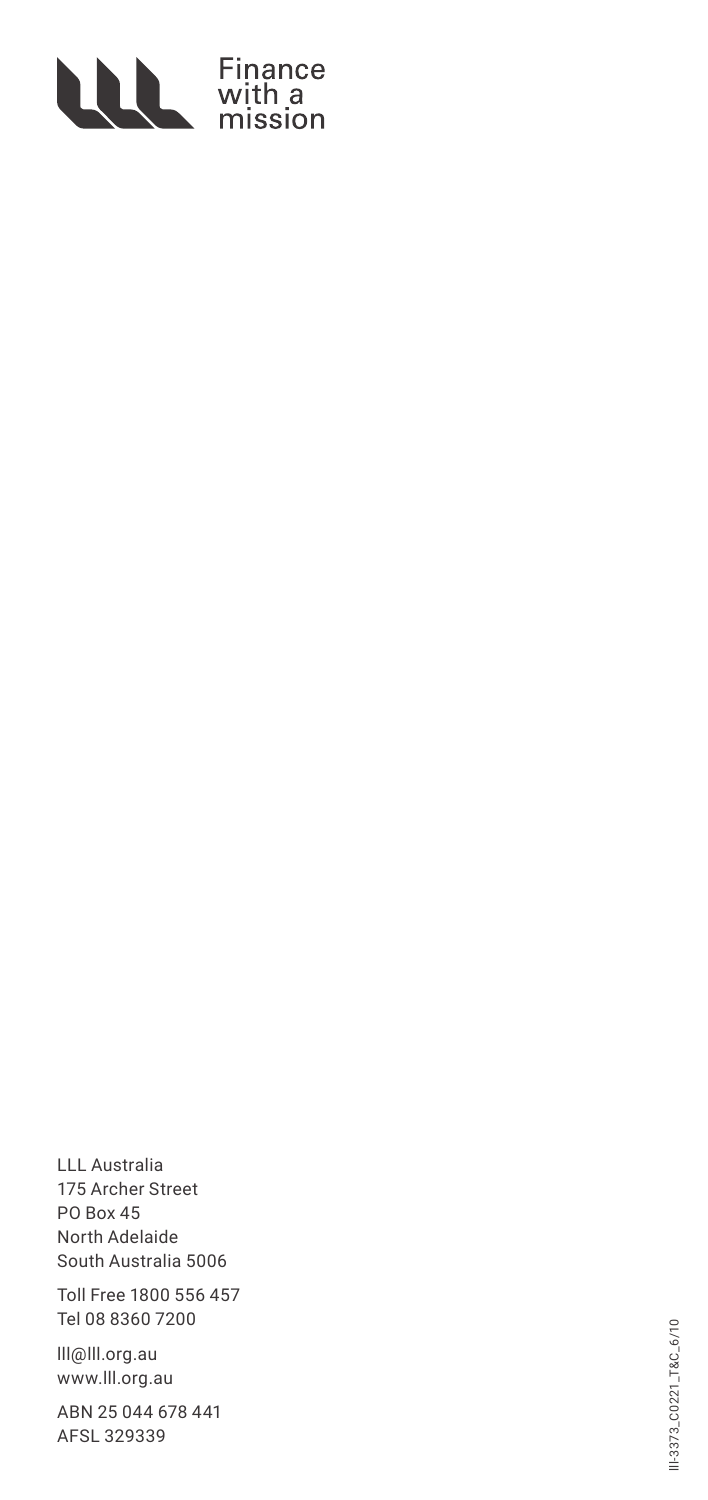Finance
with a
mission

LLL Australia
175 Archer Street
PO Box 45
North Adelaide
South Australia 5006

Toll Free 1800 556 457
Tel 08 8360 7200

lll@lll.org.au
www.lll.org.au

ABN 25 044 678 441
AFSL 329339

lll-3373_C0221_T&C_6/10